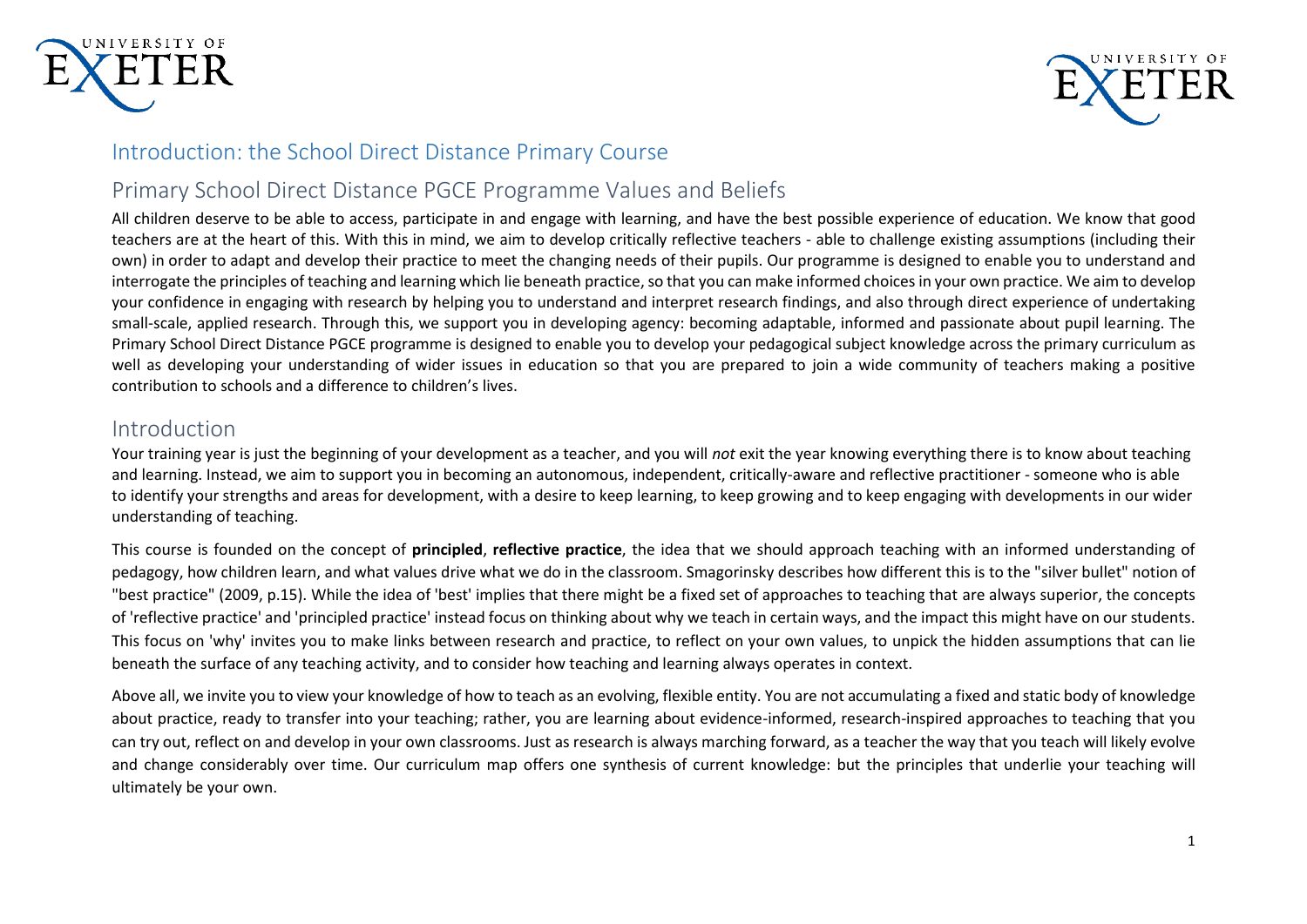## Introduction: the School Direct Distance Primary Course

## Primary School Direct Distance PGCE Programme Values and Beliefs

All children deserve to be able to access, participate in and engage with learning, and have the best possible experience of education. We know that good teachers are at the heart of this. With this in mind, we aim to develop critically reflective teachers - able to challenge existing assumptions (including their own) in order to adapt and develop their practice to meet the changing needs of their pupils. Our programme is designed to enable you to understand and interrogate the principles of teaching and learning which lie beneath practice, so that you can make informed choices in your own practice. We aim to develop your confidence in engaging with research by helping you to understand and interpret research findings, and also through direct experience of undertaking small-scale, applied research. Through this, we support you in developing agency: becoming adaptable, informed and passionate about pupil learning. The Primary School Direct Distance PGCE programme is designed to enable you to develop your pedagogical subject knowledge across the primary curriculum as well as developing your understanding of wider issues in education so that you are prepared to join a wide community of teachers making a positive contribution to schools and a difference to children's lives.

## Introduction

Your training year is just the beginning of your development as a teacher, and you will *not* exit the year knowing everything there is to know about teaching and learning. Instead, we aim to support you in becoming an autonomous, independent, critically-aware and reflective practitioner - someone who is able to identify your strengths and areas for development, with a desire to keep learning, to keep growing and to keep engaging with developments in our wider understanding of teaching.

This course is founded on the concept of **principled**, **reflective practice**, the idea that we should approach teaching with an informed understanding of pedagogy, how children learn, and what values drive what we do in the classroom. Smagorinsky describes how different this is to the "silver bullet" notion of "best practice" (2009, p.15). While the idea of 'best' implies that there might be a fixed set of approaches to teaching that are always superior, the concepts of 'reflective practice' and 'principled practice' instead focus on thinking about why we teach in certain ways, and the impact this might have on our students. This focus on 'why' invites you to make links between research and practice, to reflect on your own values, to unpick the hidden assumptions that can lie beneath the surface of any teaching activity, and to consider how teaching and learning always operates in context.

Above all, we invite you to view your knowledge of how to teach as an evolving, flexible entity. You are not accumulating a fixed and static body of knowledge about practice, ready to transfer into your teaching; rather, you are learning about evidence-informed, research-inspired approaches to teaching that you can try out, reflect on and develop in your own classrooms. Just as research is always marching forward, as a teacher the way that you teach will likely evolve and change considerably over time. Our curriculum map offers one synthesis of current knowledge: but the principles that underlie your teaching will ultimately be your own.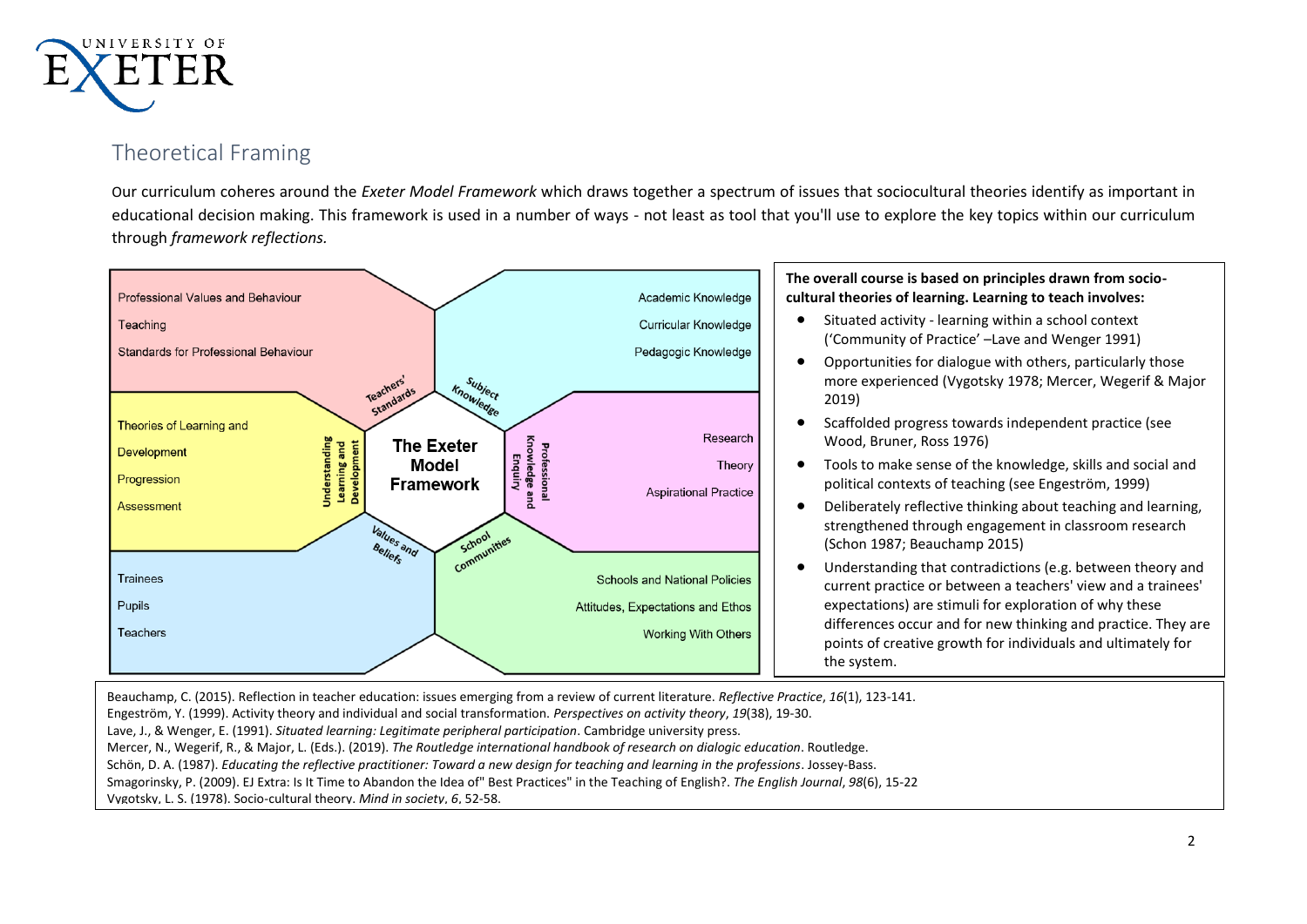## Theoretical Framing

Our curriculum coheres around the *Exeter Model Framework* which draws together a spectrum of issues that sociocultural theories identify as important in educational decision making. This framework is used in a number of ways - not least as tool that you'll use to explore the key topics within our curriculum through *framework reflections.*

**The Exeter Model Framework**

- **Teachers' Standards**: Professional Values and Behaviour; Teaching; Standards for Professional Behaviour
- **Subject Knowledge**: Academic Knowledge; Curricular Knowledge; Pedagogic Knowledge
- **Understanding Learning and Development**: Theories of Learning and Development; Progression; Assessment
- **Professional Knowledge and Enquiry**: Research; Theory; Aspirational Practice
- **Values and Beliefs**: Trainees; Pupils; Teachers
- **School Communities**: Schools and National Policies; Attitudes, Expectations and Ethos; Working With Others

**The overall course is based on principles drawn from socio-cultural theories of learning. Learning to teach involves:**

- Situated activity - learning within a school context ('Community of Practice' –Lave and Wenger 1991)
- Opportunities for dialogue with others, particularly those more experienced (Vygotsky 1978; Mercer, Wegerif & Major 2019)
- Scaffolded progress towards independent practice (see Wood, Bruner, Ross 1976)
- Tools to make sense of the knowledge, skills and social and political contexts of teaching (see Engeström, 1999)
- Deliberately reflective thinking about teaching and learning, strengthened through engagement in classroom research (Schon 1987; Beauchamp 2015)
- Understanding that contradictions (e.g. between theory and current practice or between a teachers' view and a trainees' expectations) are stimuli for exploration of why these differences occur and for new thinking and practice. They are points of creative growth for individuals and ultimately for the system.

Beauchamp, C. (2015). Reflection in teacher education: issues emerging from a review of current literature. *Reflective Practice*, *16*(1), 123-141.
Engeström, Y. (1999). Activity theory and individual and social transformation. *Perspectives on activity theory*, *19*(38), 19-30.
Lave, J., & Wenger, E. (1991). *Situated learning: Legitimate peripheral participation*. Cambridge university press.
Mercer, N., Wegerif, R., & Major, L. (Eds.). (2019). *The Routledge international handbook of research on dialogic education*. Routledge.
Schön, D. A. (1987). *Educating the reflective practitioner: Toward a new design for teaching and learning in the professions*. Jossey-Bass.
Smagorinsky, P. (2009). EJ Extra: Is It Time to Abandon the Idea of" Best Practices" in the Teaching of English?. *The English Journal*, *98*(6), 15-22
Vygotsky, L. S. (1978). Socio-cultural theory. *Mind in society*, *6*, 52-58.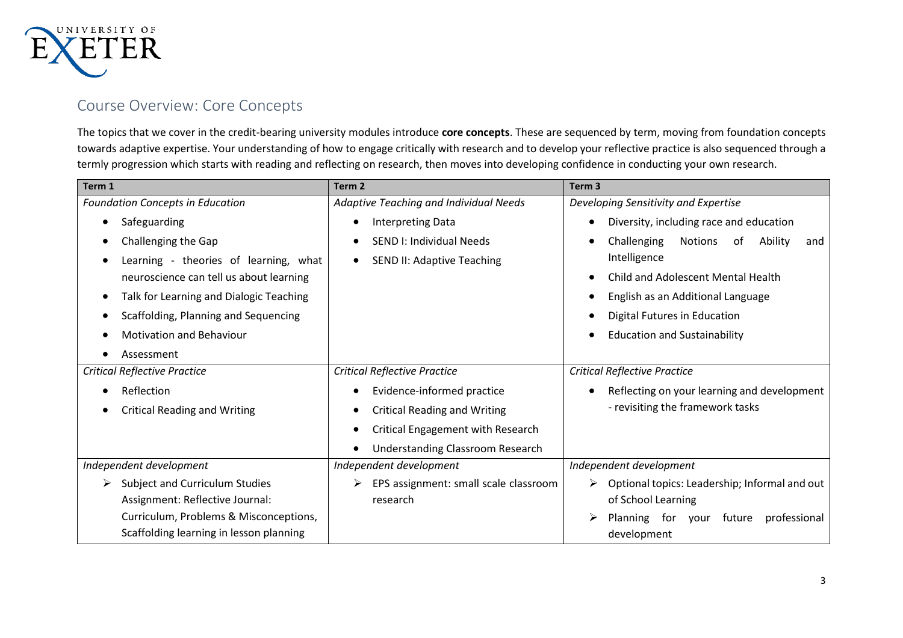## Course Overview: Core Concepts

The topics that we cover in the credit-bearing university modules introduce **core concepts**. These are sequenced by term, moving from foundation concepts towards adaptive expertise. Your understanding of how to engage critically with research and to develop your reflective practice is also sequenced through a termly progression which starts with reading and reflecting on research, then moves into developing confidence in conducting your own research.

| Term 1 | Term 2 | Term 3 |
|---|---|---|
| *Foundation Concepts in Education*<br>• Safeguarding<br>• Challenging the Gap<br>• Learning - theories of learning, what neuroscience can tell us about learning<br>• Talk for Learning and Dialogic Teaching<br>• Scaffolding, Planning and Sequencing<br>• Motivation and Behaviour<br>• Assessment | *Adaptive Teaching and Individual Needs*<br>• Interpreting Data<br>• SEND I: Individual Needs<br>• SEND II: Adaptive Teaching | *Developing Sensitivity and Expertise*<br>• Diversity, including race and education<br>• Challenging Notions of Ability and Intelligence<br>• Child and Adolescent Mental Health<br>• English as an Additional Language<br>• Digital Futures in Education<br>• Education and Sustainability |
| *Critical Reflective Practice*<br>• Reflection<br>• Critical Reading and Writing | *Critical Reflective Practice*<br>• Evidence-informed practice<br>• Critical Reading and Writing<br>• Critical Engagement with Research<br>• Understanding Classroom Research | *Critical Reflective Practice*<br>• Reflecting on your learning and development - revisiting the framework tasks |
| *Independent development*<br>➢ Subject and Curriculum Studies Assignment: Reflective Journal: Curriculum, Problems & Misconceptions, Scaffolding learning in lesson planning | *Independent development*<br>➢ EPS assignment: small scale classroom research | *Independent development*<br>➢ Optional topics: Leadership; Informal and out of School Learning<br>➢ Planning for your future professional development |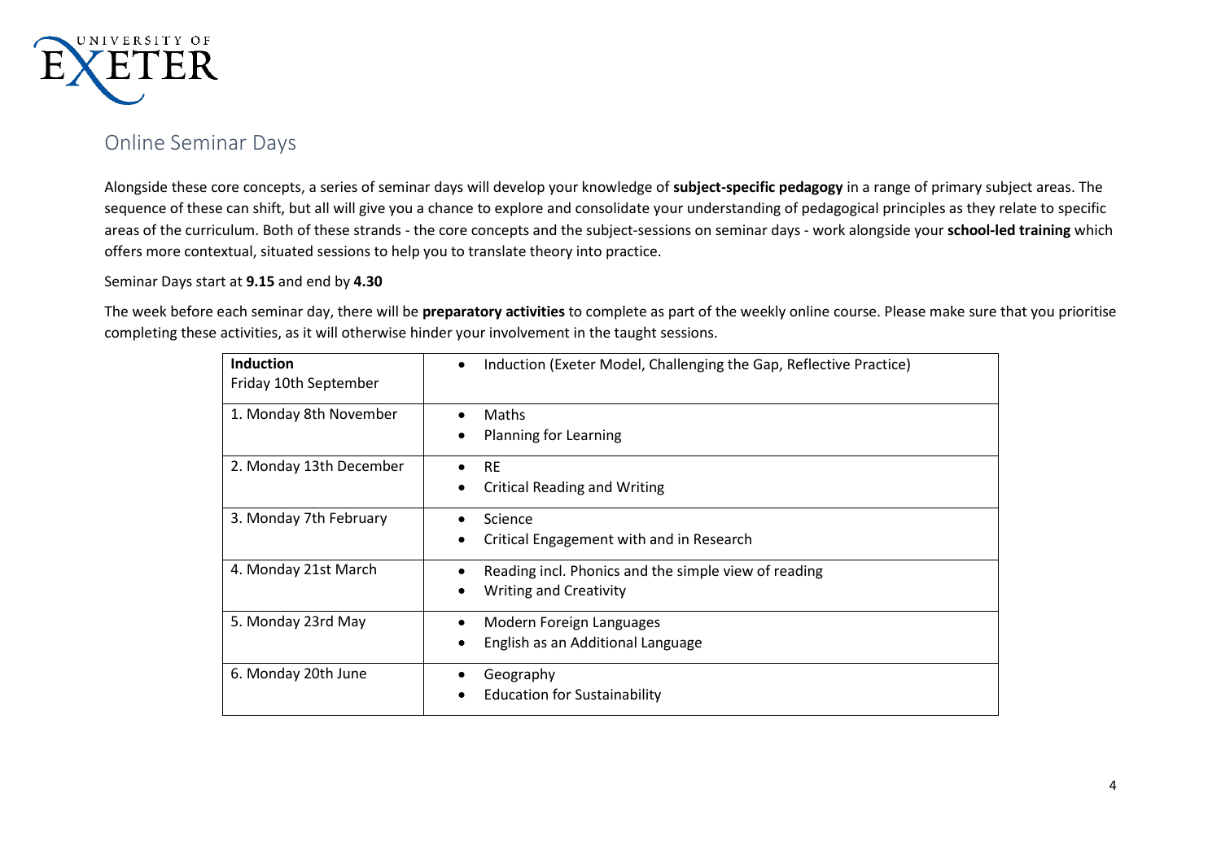## Online Seminar Days

Alongside these core concepts, a series of seminar days will develop your knowledge of **subject-specific pedagogy** in a range of primary subject areas. The sequence of these can shift, but all will give you a chance to explore and consolidate your understanding of pedagogical principles as they relate to specific areas of the curriculum. Both of these strands - the core concepts and the subject-sessions on seminar days - work alongside your **school-led training** which offers more contextual, situated sessions to help you to translate theory into practice.

Seminar Days start at **9.15** and end by **4.30**

The week before each seminar day, there will be **preparatory activities** to complete as part of the weekly online course. Please make sure that you prioritise completing these activities, as it will otherwise hinder your involvement in the taught sessions.

| **Induction**<br>Friday 10th September | • Induction (Exeter Model, Challenging the Gap, Reflective Practice) |
|---|---|
| 1. Monday 8th November | • Maths<br>• Planning for Learning |
| 2. Monday 13th December | • RE<br>• Critical Reading and Writing |
| 3. Monday 7th February | • Science<br>• Critical Engagement with and in Research |
| 4. Monday 21st March | • Reading incl. Phonics and the simple view of reading<br>• Writing and Creativity |
| 5. Monday 23rd May | • Modern Foreign Languages<br>• English as an Additional Language |
| 6. Monday 20th June | • Geography<br>• Education for Sustainability |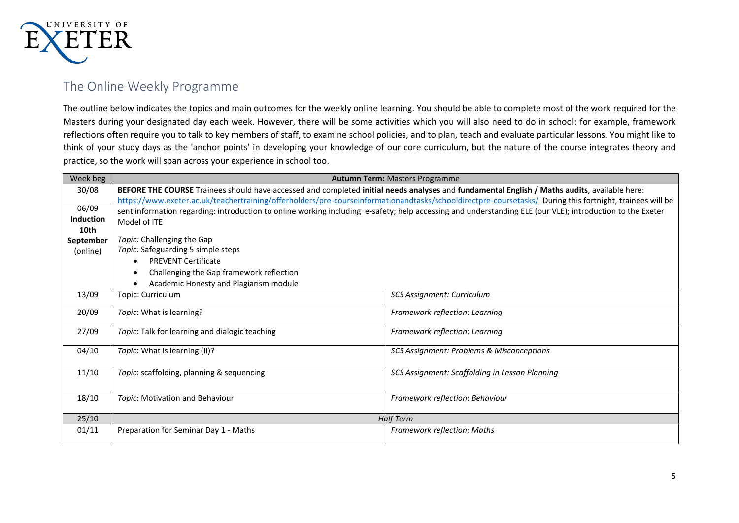## The Online Weekly Programme

The outline below indicates the topics and main outcomes for the weekly online learning. You should be able to complete most of the work required for the Masters during your designated day each week. However, there will be some activities which you will also need to do in school: for example, framework reflections often require you to talk to key members of staff, to examine school policies, and to plan, teach and evaluate particular lessons. You might like to think of your study days as the 'anchor points' in developing your knowledge of our core curriculum, but the nature of the course integrates theory and practice, so the work will span across your experience in school too.

| Week beg | **Autumn Term:** Masters Programme | |
|---|---|---|
| 30/08<br><br>06/09<br>**Induction 10th September**<br>(online) | **BEFORE THE COURSE** Trainees should have accessed and completed **initial needs analyses** and **fundamental English / Maths audits**, available here: https://www.exeter.ac.uk/teachertraining/offerholders/pre-courseinformationandtasks/schooldirectpre-coursetasks/ During this fortnight, trainees will be sent information regarding: introduction to online working including e-safety; help accessing and understanding ELE (our VLE); introduction to the Exeter Model of ITE<br><br>*Topic:* Challenging the Gap<br>*Topic:* Safeguarding 5 simple steps<br>• PREVENT Certificate<br>• Challenging the Gap framework reflection<br>• Academic Honesty and Plagiarism module | |
| 13/09 | Topic: Curriculum | *SCS Assignment: Curriculum* |
| 20/09 | *Topic*: What is learning? | *Framework reflection*: *Learning* |
| 27/09 | *Topic*: Talk for learning and dialogic teaching | *Framework reflection*: *Learning* |
| 04/10 | *Topic*: What is learning (II)? | *SCS Assignment: Problems & Misconceptions* |
| 11/10 | *Topic*: scaffolding, planning & sequencing | *SCS Assignment: Scaffolding in Lesson Planning* |
| 18/10 | *Topic*: Motivation and Behaviour | *Framework reflection*: *Behaviour* |
| 25/10 | *Half Term* | |
| 01/11 | Preparation for Seminar Day 1 - Maths | *Framework reflection: Maths* |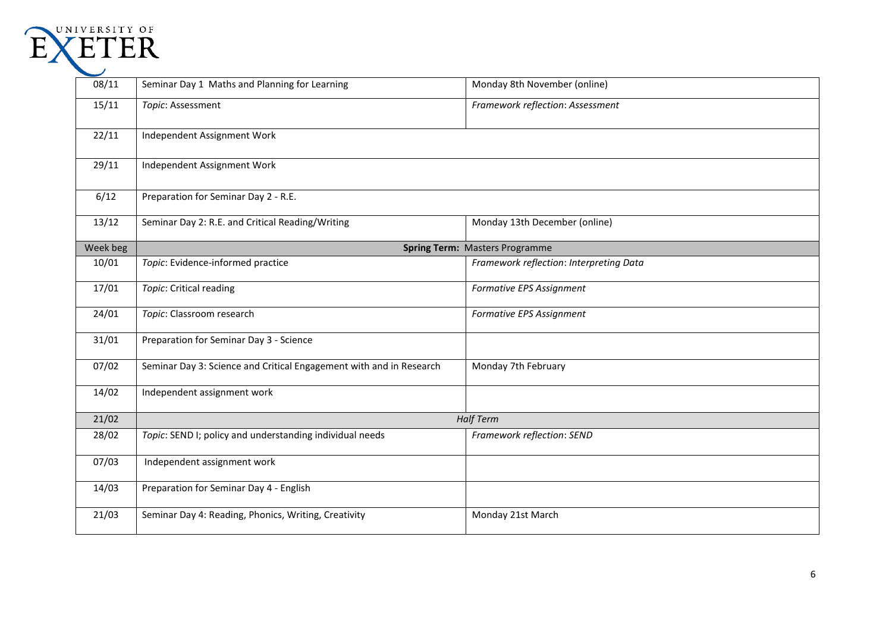| 08/11 | Seminar Day 1 Maths and Planning for Learning | Monday 8th November (online) |
|---|---|---|
| 15/11 | *Topic*: Assessment | *Framework reflection*: *Assessment* |
| 22/11 | Independent Assignment Work | |
| 29/11 | Independent Assignment Work | |
| 6/12 | Preparation for Seminar Day 2 - R.E. | |
| 13/12 | Seminar Day 2: R.E. and Critical Reading/Writing | Monday 13th December (online) |
| Week beg | **Spring Term:** Masters Programme | |
| 10/01 | *Topic*: Evidence-informed practice | *Framework reflection*: *Interpreting Data* |
| 17/01 | *Topic*: Critical reading | *Formative EPS Assignment* |
| 24/01 | *Topic*: Classroom research | *Formative EPS Assignment* |
| 31/01 | Preparation for Seminar Day 3 - Science | |
| 07/02 | Seminar Day 3: Science and Critical Engagement with and in Research | Monday 7th February |
| 14/02 | Independent assignment work | |
| 21/02 | *Half Term* | |
| 28/02 | *Topic*: SEND I; policy and understanding individual needs | *Framework reflection*: *SEND* |
| 07/03 | Independent assignment work | |
| 14/03 | Preparation for Seminar Day 4 - English | |
| 21/03 | Seminar Day 4: Reading, Phonics, Writing, Creativity | Monday 21st March |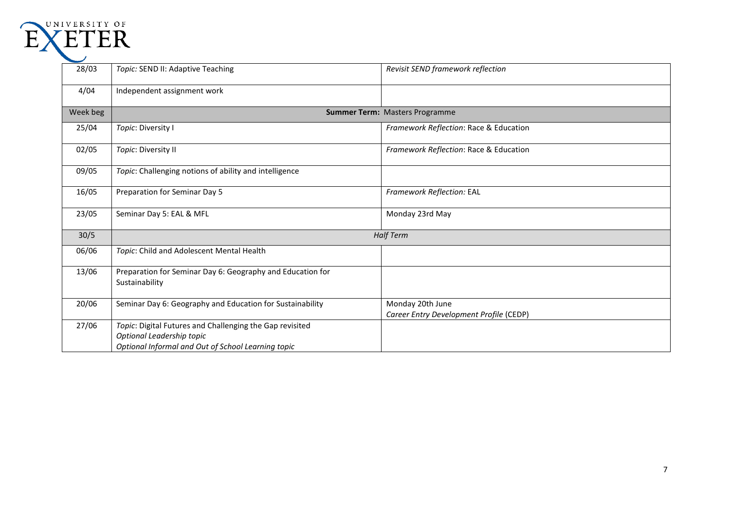| | | |
|---|---|---|
| 28/03 | *Topic:* SEND II: Adaptive Teaching | *Revisit SEND framework reflection* |
| 4/04 | Independent assignment work | |
| Week beg | **Summer Term:** Masters Programme | |
| 25/04 | *Topic*: Diversity I | *Framework Reflection*: Race & Education |
| 02/05 | *Topic*: Diversity II | *Framework Reflection*: Race & Education |
| 09/05 | *Topic*: Challenging notions of ability and intelligence | |
| 16/05 | Preparation for Seminar Day 5 | *Framework Reflection:* EAL |
| 23/05 | Seminar Day 5: EAL & MFL | Monday 23rd May |
| 30/5 | *Half Term* | |
| 06/06 | *Topic*: Child and Adolescent Mental Health | |
| 13/06 | Preparation for Seminar Day 6: Geography and Education for Sustainability | |
| 20/06 | Seminar Day 6: Geography and Education for Sustainability | Monday 20th June<br>*Career Entry Development Profile* (CEDP) |
| 27/06 | *Topic*: Digital Futures and Challenging the Gap revisited<br>*Optional Leadership topic*<br>*Optional Informal and Out of School Learning topic* | |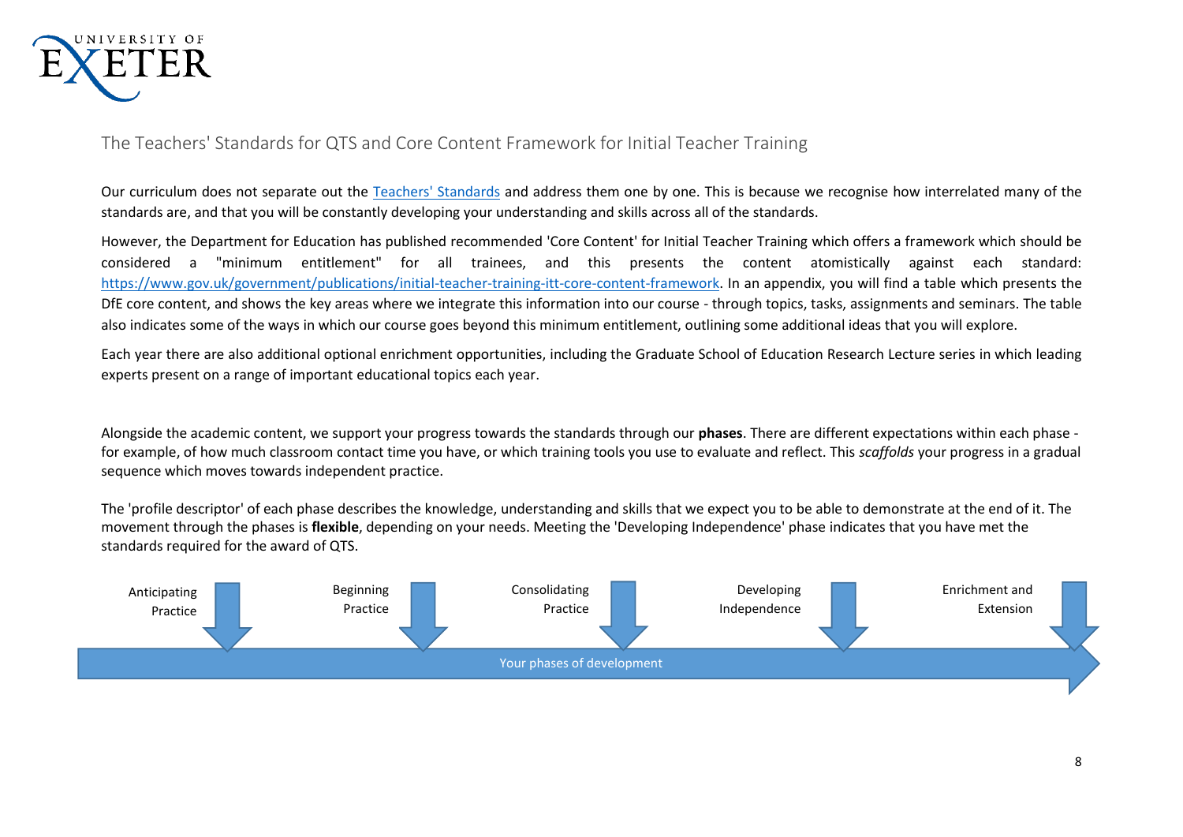## The Teachers' Standards for QTS and Core Content Framework for Initial Teacher Training

Our curriculum does not separate out the [Teachers' Standards]() and address them one by one. This is because we recognise how interrelated many of the standards are, and that you will be constantly developing your understanding and skills across all of the standards.

However, the Department for Education has published recommended 'Core Content' for Initial Teacher Training which offers a framework which should be considered a "minimum entitlement" for all trainees, and this presents the content atomistically against each standard: [https://www.gov.uk/government/publications/initial-teacher-training-itt-core-content-framework](https://www.gov.uk/government/publications/initial-teacher-training-itt-core-content-framework). In an appendix, you will find a table which presents the DfE core content, and shows the key areas where we integrate this information into our course - through topics, tasks, assignments and seminars. The table also indicates some of the ways in which our course goes beyond this minimum entitlement, outlining some additional ideas that you will explore.

Each year there are also additional optional enrichment opportunities, including the Graduate School of Education Research Lecture series in which leading experts present on a range of important educational topics each year.

Alongside the academic content, we support your progress towards the standards through our **phases**. There are different expectations within each phase - for example, of how much classroom contact time you have, or which training tools you use to evaluate and reflect. This *scaffolds* your progress in a gradual sequence which moves towards independent practice.

The 'profile descriptor' of each phase describes the knowledge, understanding and skills that we expect you to be able to demonstrate at the end of it. The movement through the phases is **flexible**, depending on your needs. Meeting the 'Developing Independence' phase indicates that you have met the standards required for the award of QTS.

Anticipating Practice → Beginning Practice → Consolidating Practice → Developing Independence → Enrichment and Extension

Your phases of development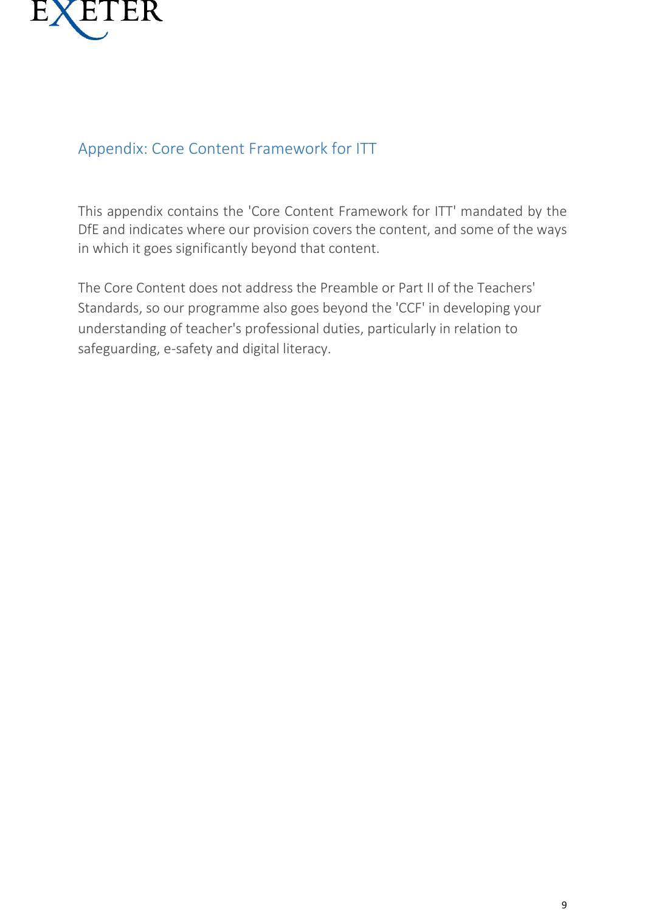## Appendix: Core Content Framework for ITT

This appendix contains the 'Core Content Framework for ITT' mandated by the DfE and indicates where our provision covers the content, and some of the ways in which it goes significantly beyond that content.

The Core Content does not address the Preamble or Part II of the Teachers' Standards, so our programme also goes beyond the 'CCF' in developing your understanding of teacher's professional duties, particularly in relation to safeguarding, e-safety and digital literacy.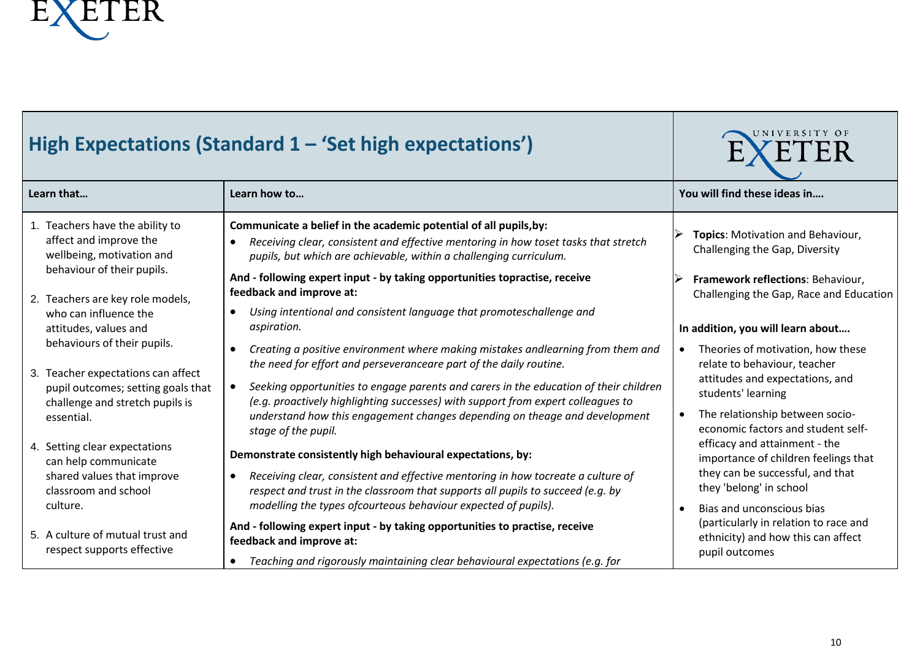| **High Expectations (Standard 1 – 'Set high expectations')** | | |
|---|---|---|
| **Learn that…** | **Learn how to…** | **You will find these ideas in….** |
| 1. Teachers have the ability to affect and improve the wellbeing, motivation and behaviour of their pupils.<br><br>2. Teachers are key role models, who can influence the attitudes, values and behaviours of their pupils.<br><br>3. Teacher expectations can affect pupil outcomes; setting goals that challenge and stretch pupils is essential.<br><br>4. Setting clear expectations can help communicate shared values that improve classroom and school culture.<br><br>5. A culture of mutual trust and respect supports effective | **Communicate a belief in the academic potential of all pupils,by:**<br>• *Receiving clear, consistent and effective mentoring in how toset tasks that stretch pupils, but which are achievable, within a challenging curriculum.*<br><br>**And - following expert input - by taking opportunities topractise, receive feedback and improve at:**<br>• *Using intentional and consistent language that promoteschallenge and aspiration.*<br>• *Creating a positive environment where making mistakes andlearning from them and the need for effort and perseveranceare part of the daily routine.*<br>• *Seeking opportunities to engage parents and carers in the education of their children (e.g. proactively highlighting successes) with support from expert colleagues to understand how this engagement changes depending on theage and development stage of the pupil.*<br><br>**Demonstrate consistently high behavioural expectations, by:**<br>• *Receiving clear, consistent and effective mentoring in how tocreate a culture of respect and trust in the classroom that supports all pupils to succeed (e.g. by modelling the types ofcourteous behaviour expected of pupils).*<br><br>**And - following expert input - by taking opportunities to practise, receive feedback and improve at:**<br>• *Teaching and rigorously maintaining clear behavioural expectations (e.g. for* | ➢ **Topics**: Motivation and Behaviour, Challenging the Gap, Diversity<br><br>➢ **Framework reflections**: Behaviour, Challenging the Gap, Race and Education<br><br>**In addition, you will learn about….**<br>• Theories of motivation, how these relate to behaviour, teacher attitudes and expectations, and students' learning<br>• The relationship between socio-economic factors and student self-efficacy and attainment - the importance of children feelings that they can be successful, and that they 'belong' in school<br>• Bias and unconscious bias (particularly in relation to race and ethnicity) and how this can affect pupil outcomes |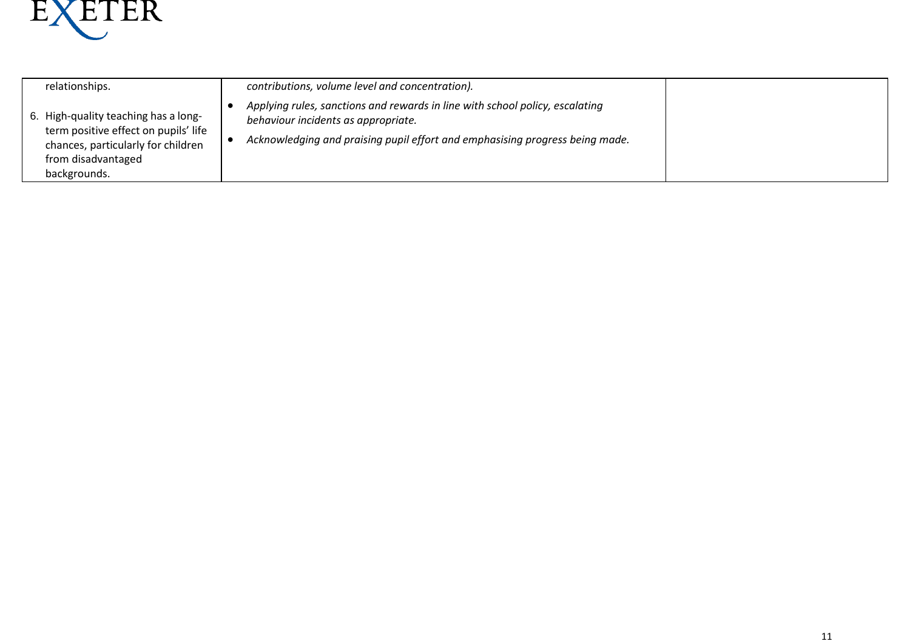| | | |
|---|---|---|
| relationships.<br><br>6. High-quality teaching has a long-term positive effect on pupils' life chances, particularly for children from disadvantaged backgrounds. | *contributions, volume level and concentration).*<br>• *Applying rules, sanctions and rewards in line with school policy, escalating behaviour incidents as appropriate.*<br>• *Acknowledging and praising pupil effort and emphasising progress being made.* | |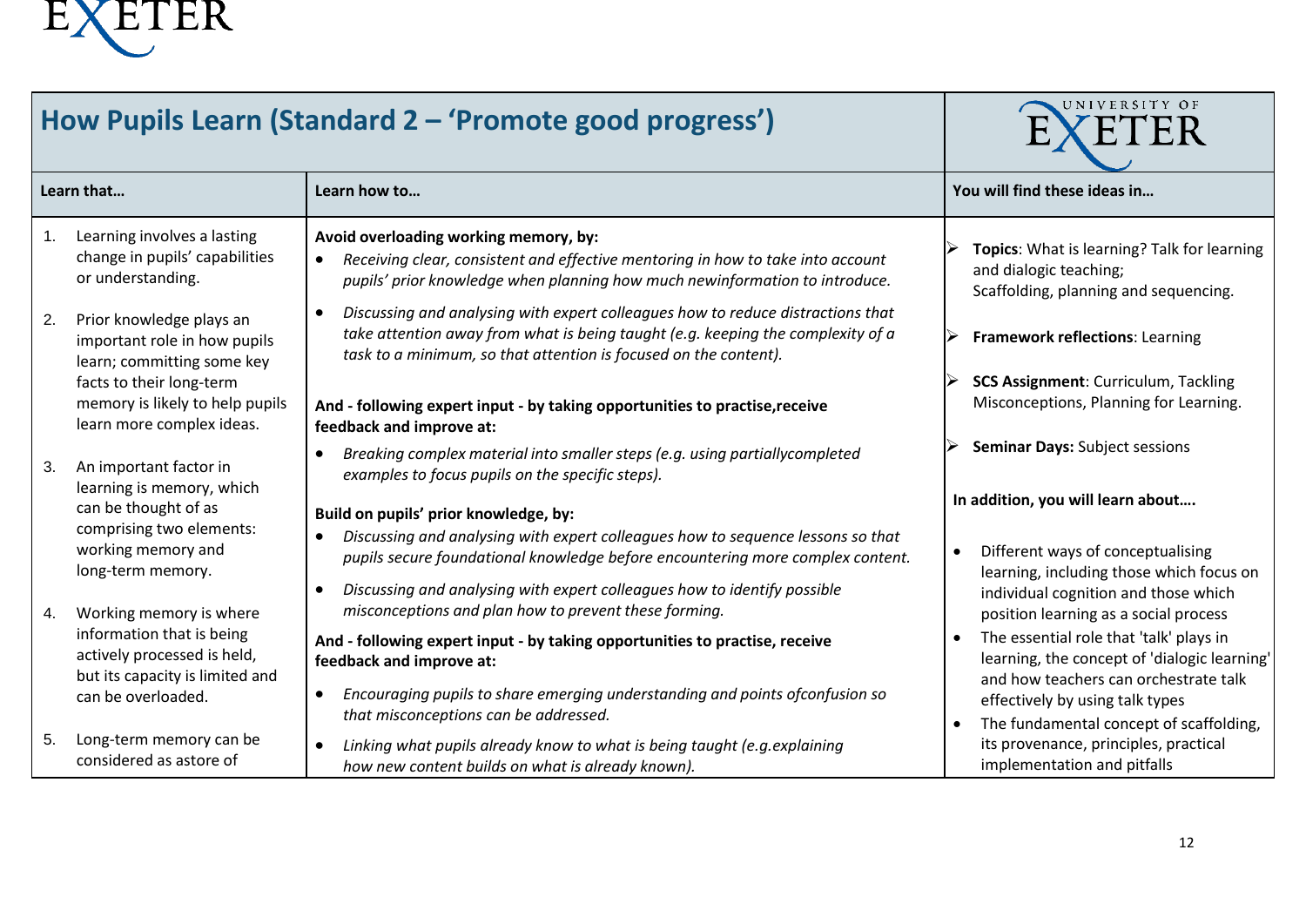# How Pupils Learn (Standard 2 – 'Promote good progress')

| Learn that… | Learn how to… | You will find these ideas in… |
|---|---|---|
| 1. Learning involves a lasting change in pupils' capabilities or understanding.<br><br>2. Prior knowledge plays an important role in how pupils learn; committing some key facts to their long-term memory is likely to help pupils learn more complex ideas.<br><br>3. An important factor in learning is memory, which can be thought of as comprising two elements: working memory and long-term memory.<br><br>4. Working memory is where information that is being actively processed is held, but its capacity is limited and can be overloaded.<br><br>5. Long-term memory can be considered as astore of | **Avoid overloading working memory, by:**<br>• *Receiving clear, consistent and effective mentoring in how to take into account pupils' prior knowledge when planning how much newinformation to introduce.*<br>• *Discussing and analysing with expert colleagues how to reduce distractions that take attention away from what is being taught (e.g. keeping the complexity of a task to a minimum, so that attention is focused on the content).*<br><br>**And - following expert input - by taking opportunities to practise,receive feedback and improve at:**<br>• *Breaking complex material into smaller steps (e.g. using partiallycompleted examples to focus pupils on the specific steps).*<br><br>**Build on pupils' prior knowledge, by:**<br>• *Discussing and analysing with expert colleagues how to sequence lessons so that pupils secure foundational knowledge before encountering more complex content.*<br>• *Discussing and analysing with expert colleagues how to identify possible misconceptions and plan how to prevent these forming.*<br><br>**And - following expert input - by taking opportunities to practise, receive feedback and improve at:**<br>• *Encouraging pupils to share emerging understanding and points ofconfusion so that misconceptions can be addressed.*<br>• *Linking what pupils already know to what is being taught (e.g.explaining how new content builds on what is already known).* | ➢ **Topics**: What is learning? Talk for learning and dialogic teaching;<br>Scaffolding, planning and sequencing.<br><br>➢ **Framework reflections**: Learning<br><br>➢ **SCS Assignment**: Curriculum, Tackling Misconceptions, Planning for Learning.<br><br>➢ **Seminar Days:** Subject sessions<br><br>**In addition, you will learn about….**<br><br>• Different ways of conceptualising learning, including those which focus on individual cognition and those which position learning as a social process<br>• The essential role that 'talk' plays in learning, the concept of 'dialogic learning' and how teachers can orchestrate talk effectively by using talk types<br>• The fundamental concept of scaffolding, its provenance, principles, practical implementation and pitfalls |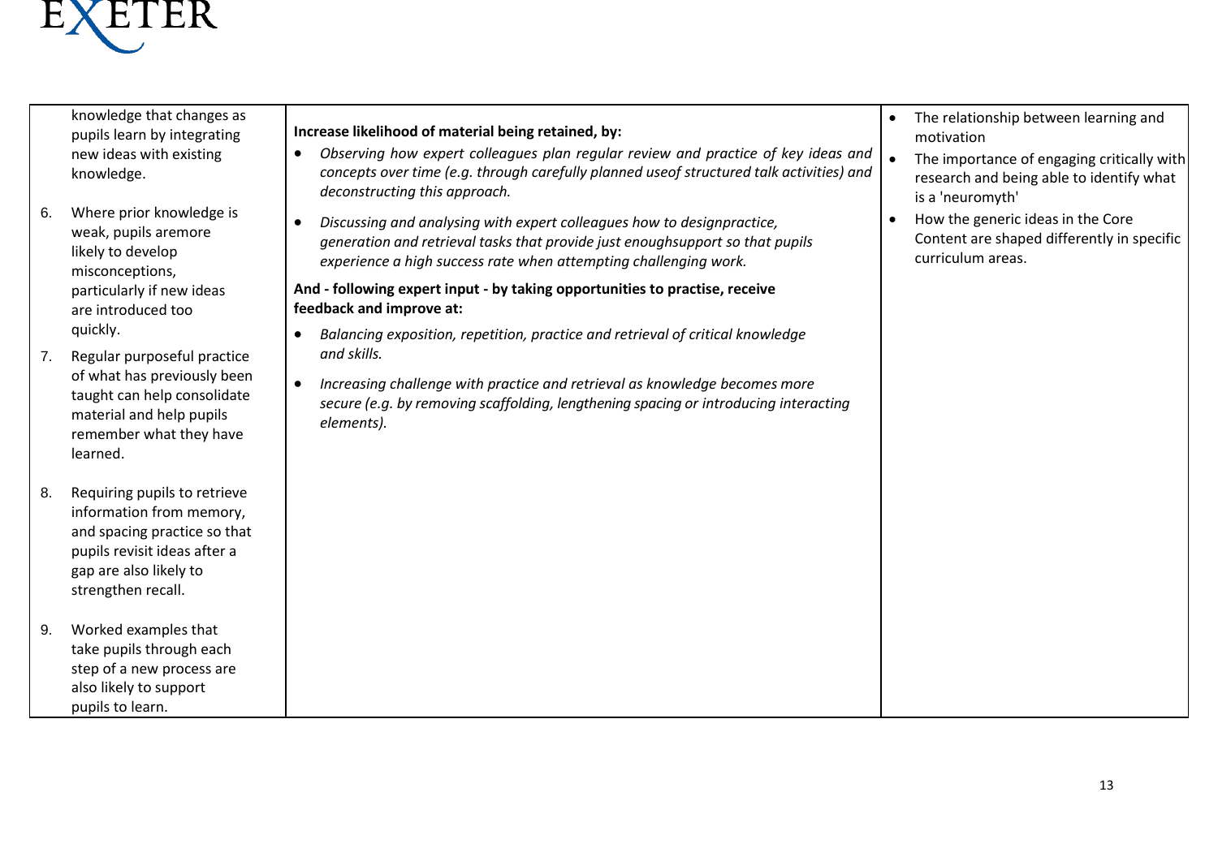| | | |
|---|---|---|
| knowledge that changes as pupils learn by integrating new ideas with existing knowledge.<br><br>6. Where prior knowledge is weak, pupils aremore likely to develop misconceptions, particularly if new ideas are introduced too quickly.<br><br>7. Regular purposeful practice of what has previously been taught can help consolidate material and help pupils remember what they have learned.<br><br>8. Requiring pupils to retrieve information from memory, and spacing practice so that pupils revisit ideas after a gap are also likely to strengthen recall.<br><br>9. Worked examples that take pupils through each step of a new process are also likely to support pupils to learn. | **Increase likelihood of material being retained, by:**<br><br>• *Observing how expert colleagues plan regular review and practice of key ideas and concepts over time (e.g. through carefully planned useof structured talk activities) and deconstructing this approach.*<br><br>• *Discussing and analysing with expert colleagues how to designpractice, generation and retrieval tasks that provide just enoughsupport so that pupils experience a high success rate when attempting challenging work.*<br><br>**And - following expert input - by taking opportunities to practise, receive feedback and improve at:**<br><br>• *Balancing exposition, repetition, practice and retrieval of critical knowledge and skills.*<br><br>• *Increasing challenge with practice and retrieval as knowledge becomes more secure (e.g. by removing scaffolding, lengthening spacing or introducing interacting elements).* | • The relationship between learning and motivation<br><br>• The importance of engaging critically with research and being able to identify what is a 'neuromyth'<br><br>• How the generic ideas in the Core Content are shaped differently in specific curriculum areas. |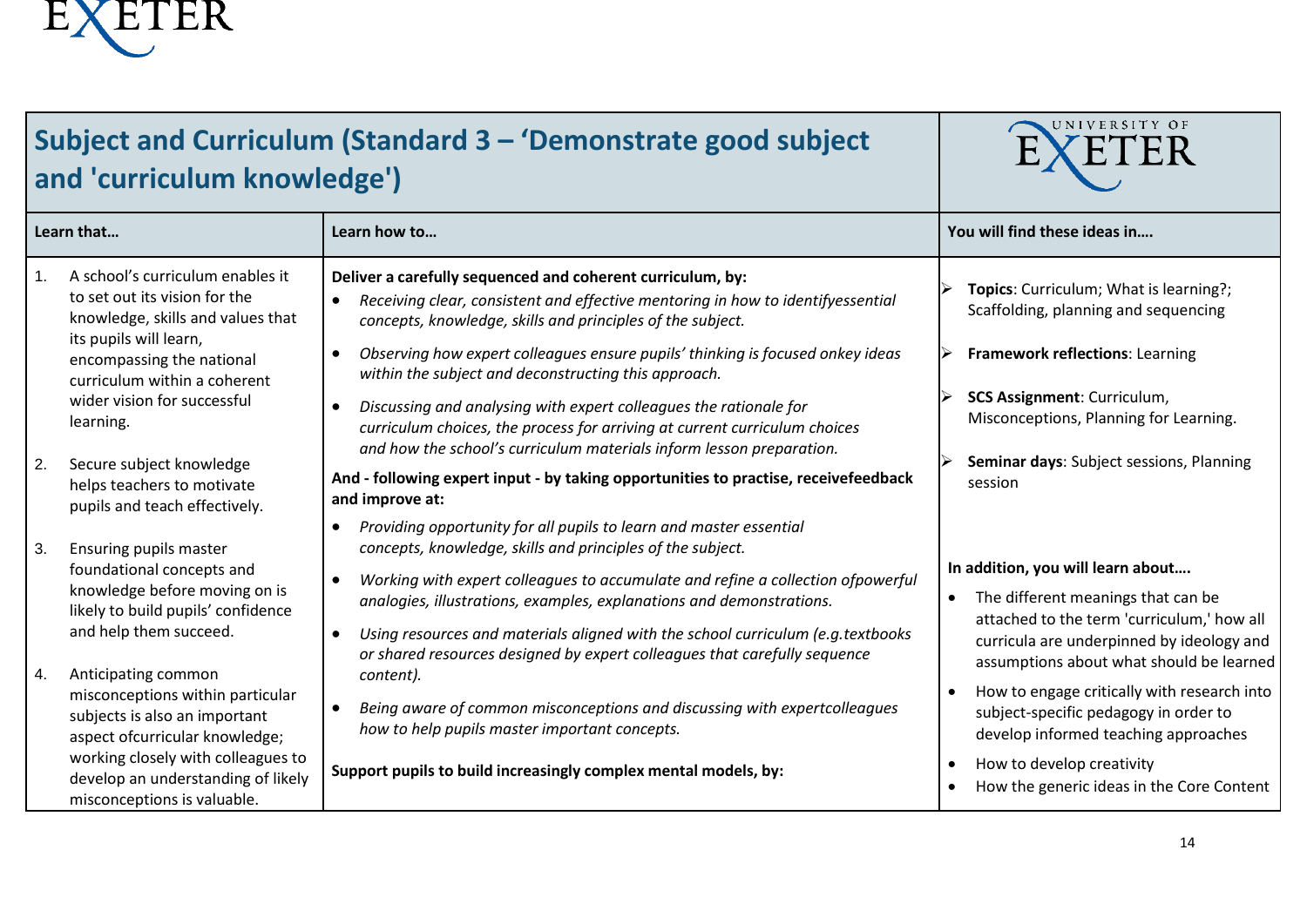## Subject and Curriculum (Standard 3 – 'Demonstrate good subject and 'curriculum knowledge')

| Learn that… | Learn how to… | You will find these ideas in…. |
|---|---|---|
| 1. A school's curriculum enables it to set out its vision for the knowledge, skills and values that its pupils will learn, encompassing the national curriculum within a coherent wider vision for successful learning.<br><br>2. Secure subject knowledge helps teachers to motivate pupils and teach effectively.<br><br>3. Ensuring pupils master foundational concepts and knowledge before moving on is likely to build pupils' confidence and help them succeed.<br><br>4. Anticipating common misconceptions within particular subjects is also an important aspect ofcurricular knowledge; working closely with colleagues to develop an understanding of likely misconceptions is valuable. | **Deliver a carefully sequenced and coherent curriculum, by:**<br>• *Receiving clear, consistent and effective mentoring in how to identifyessential concepts, knowledge, skills and principles of the subject.*<br>• *Observing how expert colleagues ensure pupils' thinking is focused onkey ideas within the subject and deconstructing this approach.*<br>• *Discussing and analysing with expert colleagues the rationale for curriculum choices, the process for arriving at current curriculum choices and how the school's curriculum materials inform lesson preparation.*<br>**And - following expert input - by taking opportunities to practise, receivefeedback and improve at:**<br>• *Providing opportunity for all pupils to learn and master essential concepts, knowledge, skills and principles of the subject.*<br>• *Working with expert colleagues to accumulate and refine a collection ofpowerful analogies, illustrations, examples, explanations and demonstrations.*<br>• *Using resources and materials aligned with the school curriculum (e.g.textbooks or shared resources designed by expert colleagues that carefully sequence content).*<br>• *Being aware of common misconceptions and discussing with expertcolleagues how to help pupils master important concepts.*<br><br>**Support pupils to build increasingly complex mental models, by:** | ➢ **Topics**: Curriculum; What is learning?; Scaffolding, planning and sequencing<br>➢ **Framework reflections**: Learning<br>➢ **SCS Assignment**: Curriculum, Misconceptions, Planning for Learning.<br>➢ **Seminar days**: Subject sessions, Planning session<br><br>**In addition, you will learn about….**<br>• The different meanings that can be attached to the term 'curriculum,' how all curricula are underpinned by ideology and assumptions about what should be learned<br>• How to engage critically with research into subject-specific pedagogy in order to develop informed teaching approaches<br>• How to develop creativity<br>• How the generic ideas in the Core Content |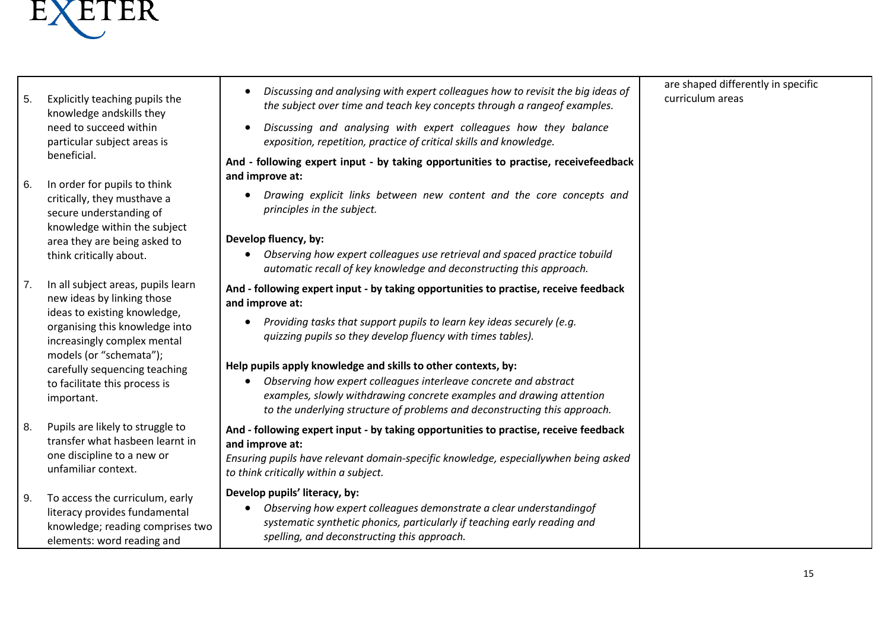| | | |
|---|---|---|
| 5. Explicitly teaching pupils the knowledge andskills they need to succeed within particular subject areas is beneficial.<br><br>6. In order for pupils to think critically, they musthave a secure understanding of knowledge within the subject area they are being asked to think critically about.<br><br>7. In all subject areas, pupils learn new ideas by linking those ideas to existing knowledge, organising this knowledge into increasingly complex mental models (or "schemata"); carefully sequencing teaching to facilitate this process is important.<br><br>8. Pupils are likely to struggle to transfer what hasbeen learnt in one discipline to a new or unfamiliar context.<br><br>9. To access the curriculum, early literacy provides fundamental knowledge; reading comprises two elements: word reading and | • *Discussing and analysing with expert colleagues how to revisit the big ideas of the subject over time and teach key concepts through a rangeof examples.*<br>• *Discussing and analysing with expert colleagues how they balance exposition, repetition, practice of critical skills and knowledge.*<br><br>**And - following expert input - by taking opportunities to practise, receivefeedback and improve at:**<br>• *Drawing explicit links between new content and the core concepts and principles in the subject.*<br><br>**Develop fluency, by:**<br>• *Observing how expert colleagues use retrieval and spaced practice tobuild automatic recall of key knowledge and deconstructing this approach.*<br><br>**And - following expert input - by taking opportunities to practise, receive feedback and improve at:**<br>• *Providing tasks that support pupils to learn key ideas securely (e.g. quizzing pupils so they develop fluency with times tables).*<br><br>**Help pupils apply knowledge and skills to other contexts, by:**<br>• *Observing how expert colleagues interleave concrete and abstract examples, slowly withdrawing concrete examples and drawing attention to the underlying structure of problems and deconstructing this approach.*<br><br>**And - following expert input - by taking opportunities to practise, receive feedback and improve at:**<br>*Ensuring pupils have relevant domain-specific knowledge, especiallywhen being asked to think critically within a subject.*<br><br>**Develop pupils' literacy, by:**<br>• *Observing how expert colleagues demonstrate a clear understandingof systematic synthetic phonics, particularly if teaching early reading and spelling, and deconstructing this approach.* | are shaped differently in specific curriculum areas |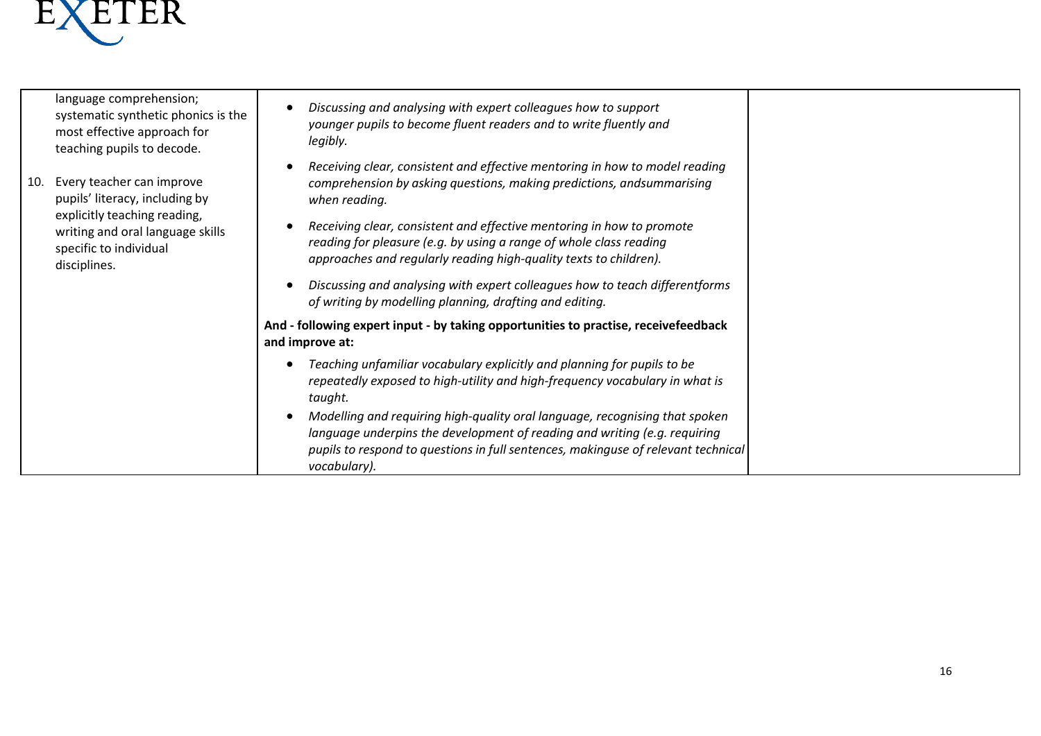| | | |
|---|---|---|
| language comprehension; systematic synthetic phonics is the most effective approach for teaching pupils to decode.<br><br>10. Every teacher can improve pupils' literacy, including by explicitly teaching reading, writing and oral language skills specific to individual disciplines. | • *Discussing and analysing with expert colleagues how to support younger pupils to become fluent readers and to write fluently and legibly.*<br>• *Receiving clear, consistent and effective mentoring in how to model reading comprehension by asking questions, making predictions, andsummarising when reading.*<br>• *Receiving clear, consistent and effective mentoring in how to promote reading for pleasure (e.g. by using a range of whole class reading approaches and regularly reading high-quality texts to children).*<br>• *Discussing and analysing with expert colleagues how to teach differentforms of writing by modelling planning, drafting and editing.*<br><br>**And - following expert input - by taking opportunities to practise, receivefeedback and improve at:**<br><br>• *Teaching unfamiliar vocabulary explicitly and planning for pupils to be repeatedly exposed to high-utility and high-frequency vocabulary in what is taught.*<br>• *Modelling and requiring high-quality oral language, recognising that spoken language underpins the development of reading and writing (e.g. requiring pupils to respond to questions in full sentences, makinguse of relevant technical vocabulary).* | |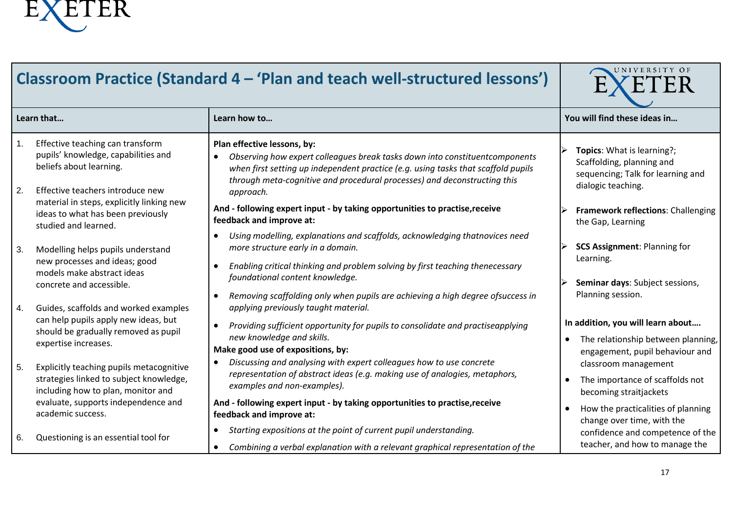## Classroom Practice (Standard 4 – 'Plan and teach well-structured lessons')

| Learn that… | Learn how to… | You will find these ideas in… |
|---|---|---|
| 1. Effective teaching can transform pupils' knowledge, capabilities and beliefs about learning.<br><br>2. Effective teachers introduce new material in steps, explicitly linking new ideas to what has been previously studied and learned.<br><br>3. Modelling helps pupils understand new processes and ideas; good models make abstract ideas concrete and accessible.<br><br>4. Guides, scaffolds and worked examples can help pupils apply new ideas, but should be gradually removed as pupil expertise increases.<br><br>5. Explicitly teaching pupils metacognitive strategies linked to subject knowledge, including how to plan, monitor and evaluate, supports independence and academic success.<br><br>6. Questioning is an essential tool for | **Plan effective lessons, by:**<br>• *Observing how expert colleagues break tasks down into constituentcomponents when first setting up independent practice (e.g. using tasks that scaffold pupils through meta-cognitive and procedural processes) and deconstructing this approach.*<br><br>**And - following expert input - by taking opportunities to practise,receive feedback and improve at:**<br>• *Using modelling, explanations and scaffolds, acknowledging thatnovices need more structure early in a domain.*<br>• *Enabling critical thinking and problem solving by first teaching thenecessary foundational content knowledge.*<br>• *Removing scaffolding only when pupils are achieving a high degree ofsuccess in applying previously taught material.*<br>• *Providing sufficient opportunity for pupils to consolidate and practiseapplying new knowledge and skills.*<br><br>**Make good use of expositions, by:**<br>• *Discussing and analysing with expert colleagues how to use concrete representation of abstract ideas (e.g. making use of analogies, metaphors, examples and non-examples).*<br><br>**And - following expert input - by taking opportunities to practise,receive feedback and improve at:**<br>• *Starting expositions at the point of current pupil understanding.*<br>• *Combining a verbal explanation with a relevant graphical representation of the* | ➢ **Topics**: What is learning?; Scaffolding, planning and sequencing; Talk for learning and dialogic teaching.<br><br>➢ **Framework reflections**: Challenging the Gap, Learning<br><br>➢ **SCS Assignment**: Planning for Learning.<br><br>➢ **Seminar days**: Subject sessions, Planning session.<br><br>**In addition, you will learn about….**<br>• The relationship between planning, engagement, pupil behaviour and classroom management<br>• The importance of scaffolds not becoming straitjackets<br>• How the practicalities of planning change over time, with the confidence and competence of the teacher, and how to manage the |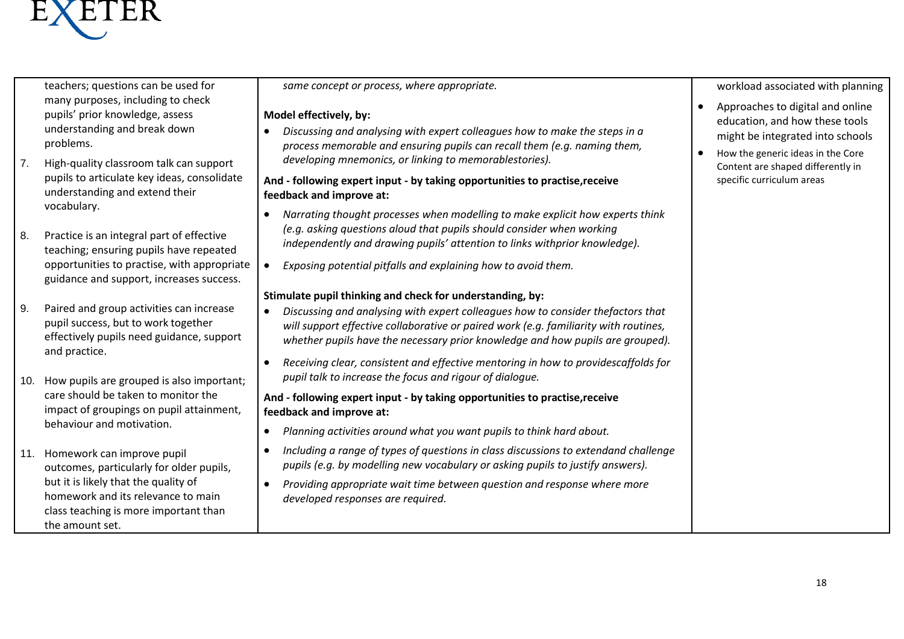| | | |
|---|---|---|
| teachers; questions can be used for many purposes, including to check pupils' prior knowledge, assess understanding and break down problems.<br><br>7. High-quality classroom talk can support pupils to articulate key ideas, consolidate understanding and extend their vocabulary.<br><br>8. Practice is an integral part of effective teaching; ensuring pupils have repeated opportunities to practise, with appropriate guidance and support, increases success.<br><br>9. Paired and group activities can increase pupil success, but to work together effectively pupils need guidance, support and practice.<br><br>10. How pupils are grouped is also important; care should be taken to monitor the impact of groupings on pupil attainment, behaviour and motivation.<br><br>11. Homework can improve pupil outcomes, particularly for older pupils, but it is likely that the quality of homework and its relevance to main class teaching is more important than the amount set. | *same concept or process, where appropriate.*<br><br>**Model effectively, by:**<br>• *Discussing and analysing with expert colleagues how to make the steps in a process memorable and ensuring pupils can recall them (e.g. naming them, developing mnemonics, or linking to memorablestories).*<br><br>**And - following expert input - by taking opportunities to practise,receive feedback and improve at:**<br>• *Narrating thought processes when modelling to make explicit how experts think (e.g. asking questions aloud that pupils should consider when working independently and drawing pupils' attention to links withprior knowledge).*<br>• *Exposing potential pitfalls and explaining how to avoid them.*<br><br>**Stimulate pupil thinking and check for understanding, by:**<br>• *Discussing and analysing with expert colleagues how to consider thefactors that will support effective collaborative or paired work (e.g. familiarity with routines, whether pupils have the necessary prior knowledge and how pupils are grouped).*<br>• *Receiving clear, consistent and effective mentoring in how to providescaffolds for pupil talk to increase the focus and rigour of dialogue.*<br><br>**And - following expert input - by taking opportunities to practise,receive feedback and improve at:**<br>• *Planning activities around what you want pupils to think hard about.*<br>• *Including a range of types of questions in class discussions to extendand challenge pupils (e.g. by modelling new vocabulary or asking pupils to justify answers).*<br>• *Providing appropriate wait time between question and response where more developed responses are required.* | workload associated with planning<br><br>• Approaches to digital and online education, and how these tools might be integrated into schools<br>• How the generic ideas in the Core Content are shaped differently in specific curriculum areas |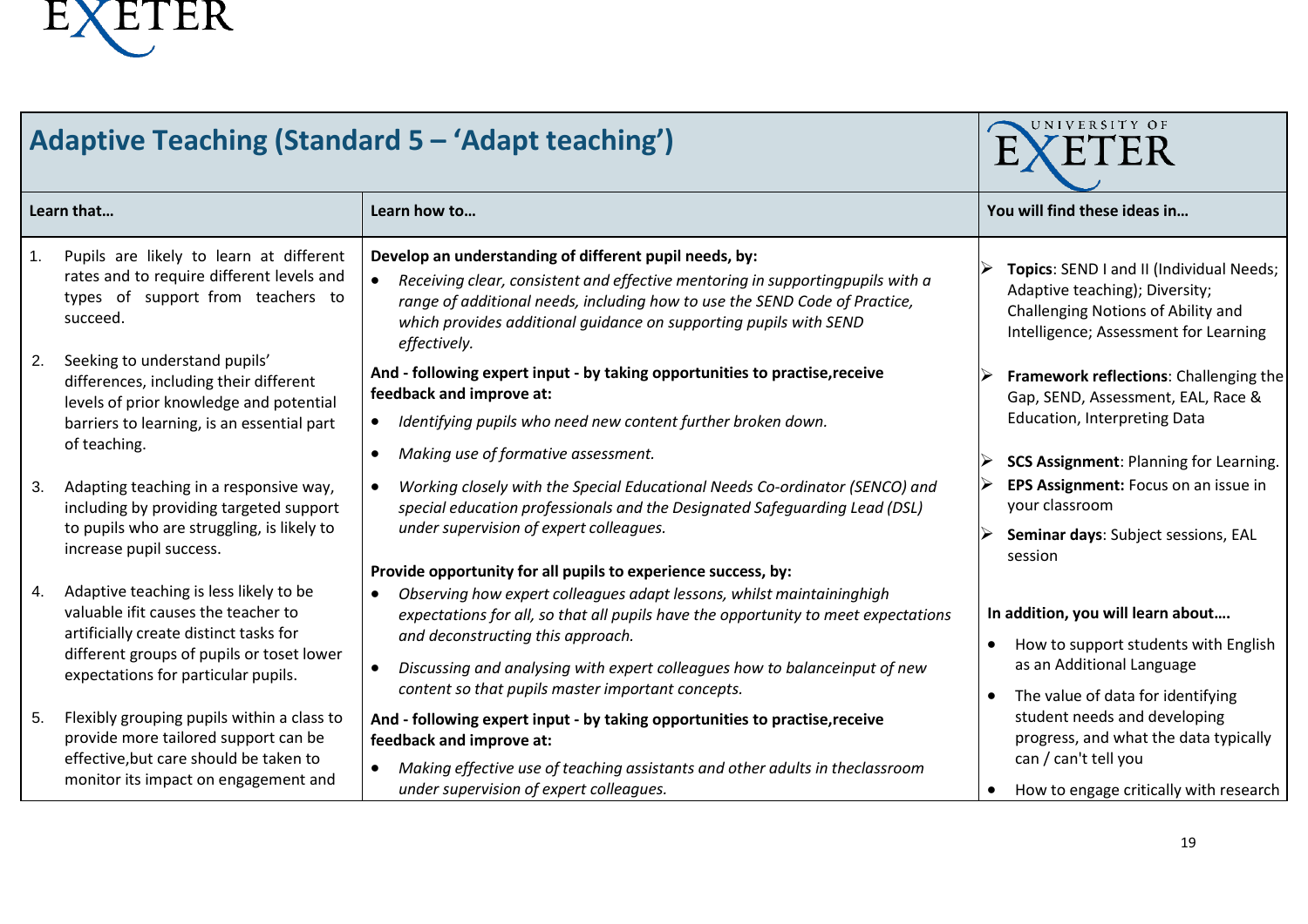## Adaptive Teaching (Standard 5 – 'Adapt teaching')

| Learn that… | Learn how to… | You will find these ideas in… |
|---|---|---|
| 1. Pupils are likely to learn at different rates and to require different levels and types of support from teachers to succeed.<br><br>2. Seeking to understand pupils' differences, including their different levels of prior knowledge and potential barriers to learning, is an essential part of teaching.<br><br>3. Adapting teaching in a responsive way, including by providing targeted support to pupils who are struggling, is likely to increase pupil success.<br><br>4. Adaptive teaching is less likely to be valuable ifit causes the teacher to artificially create distinct tasks for different groups of pupils or toset lower expectations for particular pupils.<br><br>5. Flexibly grouping pupils within a class to provide more tailored support can be effective,but care should be taken to monitor its impact on engagement and | **Develop an understanding of different pupil needs, by:**<br>• *Receiving clear, consistent and effective mentoring in supportingpupils with a range of additional needs, including how to use the SEND Code of Practice, which provides additional guidance on supporting pupils with SEND effectively.*<br><br>**And - following expert input - by taking opportunities to practise,receive feedback and improve at:**<br>• *Identifying pupils who need new content further broken down.*<br>• *Making use of formative assessment.*<br>• *Working closely with the Special Educational Needs Co-ordinator (SENCO) and special education professionals and the Designated Safeguarding Lead (DSL) under supervision of expert colleagues.*<br><br>**Provide opportunity for all pupils to experience success, by:**<br>• *Observing how expert colleagues adapt lessons, whilst maintaininghigh expectations for all, so that all pupils have the opportunity to meet expectations and deconstructing this approach.*<br>• *Discussing and analysing with expert colleagues how to balanceinput of new content so that pupils master important concepts.*<br><br>**And - following expert input - by taking opportunities to practise,receive feedback and improve at:**<br>• *Making effective use of teaching assistants and other adults in theclassroom under supervision of expert colleagues.* | ➢ **Topics**: SEND I and II (Individual Needs; Adaptive teaching); Diversity; Challenging Notions of Ability and Intelligence; Assessment for Learning<br><br>➢ **Framework reflections**: Challenging the Gap, SEND, Assessment, EAL, Race & Education, Interpreting Data<br><br>➢ **SCS Assignment**: Planning for Learning.<br>➢ **EPS Assignment:** Focus on an issue in your classroom<br>➢ **Seminar days**: Subject sessions, EAL session<br><br>**In addition, you will learn about….**<br>• How to support students with English as an Additional Language<br>• The value of data for identifying student needs and developing progress, and what the data typically can / can't tell you<br>• How to engage critically with research |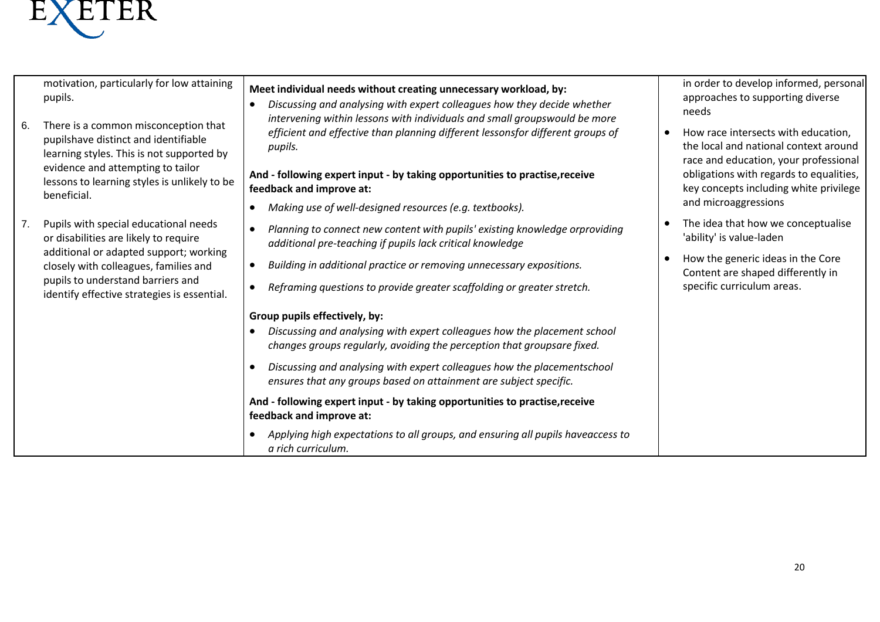| | | |
|---|---|---|
| motivation, particularly for low attaining pupils.<br><br>6. There is a common misconception that pupilshave distinct and identifiable learning styles. This is not supported by evidence and attempting to tailor lessons to learning styles is unlikely to be beneficial.<br><br>7. Pupils with special educational needs or disabilities are likely to require additional or adapted support; working closely with colleagues, families and pupils to understand barriers and identify effective strategies is essential. | **Meet individual needs without creating unnecessary workload, by:**<br>• *Discussing and analysing with expert colleagues how they decide whether intervening within lessons with individuals and small groupswould be more efficient and effective than planning different lessonsfor different groups of pupils.*<br><br>**And - following expert input - by taking opportunities to practise,receive feedback and improve at:**<br>• *Making use of well-designed resources (e.g. textbooks).*<br>• *Planning to connect new content with pupils' existing knowledge orproviding additional pre-teaching if pupils lack critical knowledge*<br>• *Building in additional practice or removing unnecessary expositions.*<br>• *Reframing questions to provide greater scaffolding or greater stretch.*<br><br>**Group pupils effectively, by:**<br>• *Discussing and analysing with expert colleagues how the placement school changes groups regularly, avoiding the perception that groupsare fixed.*<br>• *Discussing and analysing with expert colleagues how the placementschool ensures that any groups based on attainment are subject specific.*<br><br>**And - following expert input - by taking opportunities to practise,receive feedback and improve at:**<br>• *Applying high expectations to all groups, and ensuring all pupils haveaccess to a rich curriculum.* | in order to develop informed, personal approaches to supporting diverse needs<br><br>• How race intersects with education, the local and national context around race and education, your professional obligations with regards to equalities, key concepts including white privilege and microaggressions<br>• The idea that how we conceptualise 'ability' is value-laden<br>• How the generic ideas in the Core Content are shaped differently in specific curriculum areas. |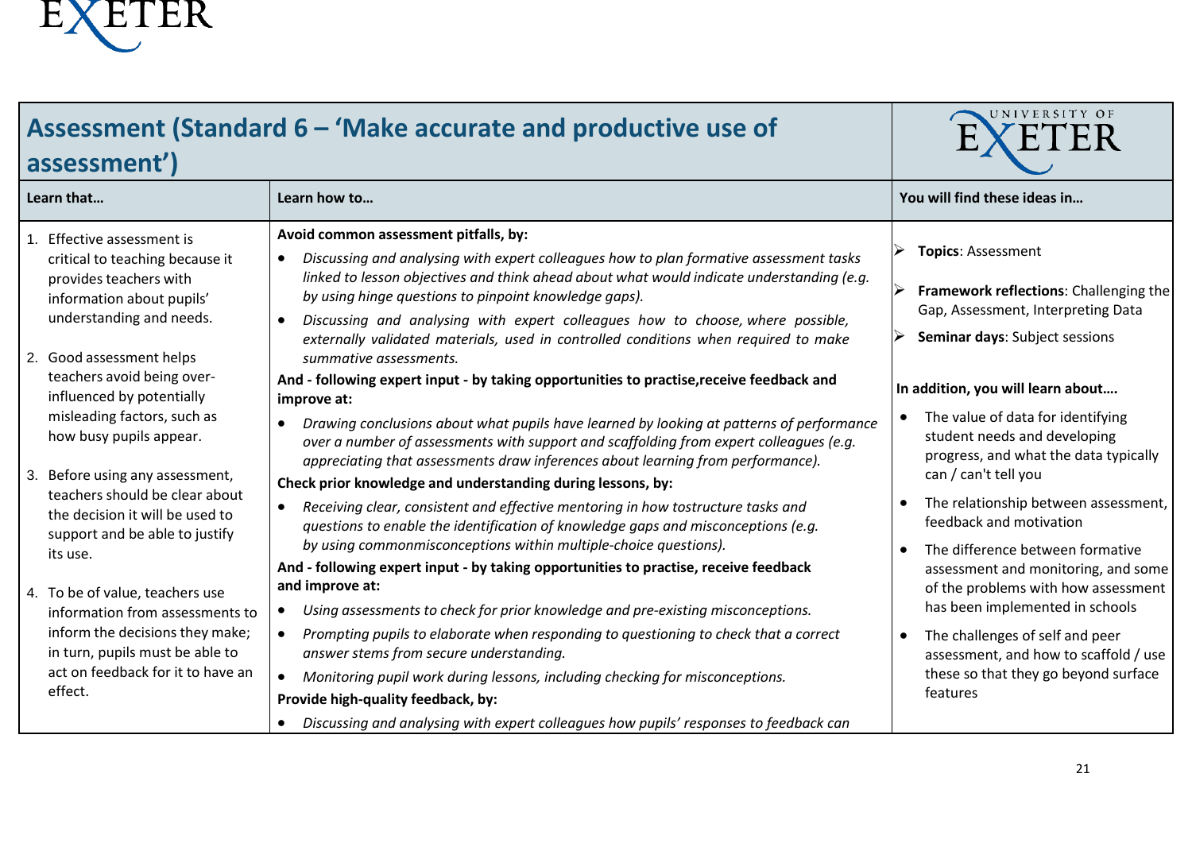## Assessment (Standard 6 – 'Make accurate and productive use of assessment')

| Learn that… | Learn how to… | You will find these ideas in… |
|---|---|---|
| 1. Effective assessment is critical to teaching because it provides teachers with information about pupils' understanding and needs.<br><br>2. Good assessment helps teachers avoid being over-influenced by potentially misleading factors, such as how busy pupils appear.<br><br>3. Before using any assessment, teachers should be clear about the decision it will be used to support and be able to justify its use.<br><br>4. To be of value, teachers use information from assessments to inform the decisions they make; in turn, pupils must be able to act on feedback for it to have an effect. | **Avoid common assessment pitfalls, by:**<br>• *Discussing and analysing with expert colleagues how to plan formative assessment tasks linked to lesson objectives and think ahead about what would indicate understanding (e.g. by using hinge questions to pinpoint knowledge gaps).*<br>• *Discussing and analysing with expert colleagues how to choose, where possible, externally validated materials, used in controlled conditions when required to make summative assessments.*<br>**And - following expert input - by taking opportunities to practise,receive feedback and improve at:**<br>• *Drawing conclusions about what pupils have learned by looking at patterns of performance over a number of assessments with support and scaffolding from expert colleagues (e.g. appreciating that assessments draw inferences about learning from performance).*<br>**Check prior knowledge and understanding during lessons, by:**<br>• *Receiving clear, consistent and effective mentoring in how tostructure tasks and questions to enable the identification of knowledge gaps and misconceptions (e.g. by using commonmisconceptions within multiple-choice questions).*<br>**And - following expert input - by taking opportunities to practise, receive feedback and improve at:**<br>• *Using assessments to check for prior knowledge and pre-existing misconceptions.*<br>• *Prompting pupils to elaborate when responding to questioning to check that a correct answer stems from secure understanding.*<br>• *Monitoring pupil work during lessons, including checking for misconceptions.*<br>**Provide high-quality feedback, by:**<br>• *Discussing and analysing with expert colleagues how pupils' responses to feedback can* | ➢ **Topics**: Assessment<br>➢ **Framework reflections**: Challenging the Gap, Assessment, Interpreting Data<br>➢ **Seminar days**: Subject sessions<br><br>**In addition, you will learn about….**<br>• The value of data for identifying student needs and developing progress, and what the data typically can / can't tell you<br>• The relationship between assessment, feedback and motivation<br>• The difference between formative assessment and monitoring, and some of the problems with how assessment has been implemented in schools<br>• The challenges of self and peer assessment, and how to scaffold / use these so that they go beyond surface features |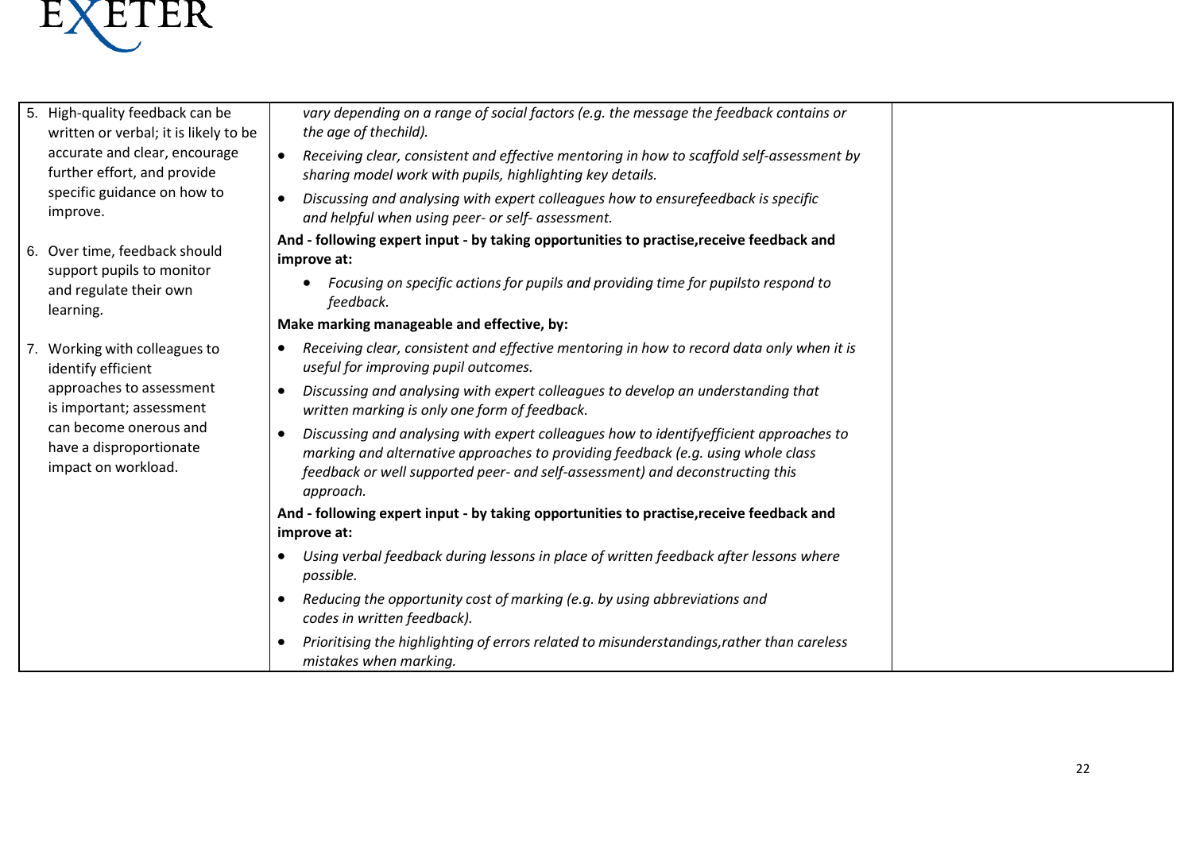| | | |
|---|---|---|
| 5. High-quality feedback can be written or verbal; it is likely to be accurate and clear, encourage further effort, and provide specific guidance on how to improve.<br><br>6. Over time, feedback should support pupils to monitor and regulate their own learning.<br><br>7. Working with colleagues to identify efficient approaches to assessment is important; assessment can become onerous and have a disproportionate impact on workload. | *vary depending on a range of social factors (e.g. the message the feedback contains or the age of thechild).*<br>• *Receiving clear, consistent and effective mentoring in how to scaffold self-assessment by sharing model work with pupils, highlighting key details.*<br>• *Discussing and analysing with expert colleagues how to ensurefeedback is specific and helpful when using peer- or self- assessment.*<br>**And - following expert input - by taking opportunities to practise,receive feedback and improve at:**<br>• *Focusing on specific actions for pupils and providing time for pupilsto respond to feedback.*<br>**Make marking manageable and effective, by:**<br>• *Receiving clear, consistent and effective mentoring in how to record data only when it is useful for improving pupil outcomes.*<br>• *Discussing and analysing with expert colleagues to develop an understanding that written marking is only one form of feedback.*<br>• *Discussing and analysing with expert colleagues how to identifyefficient approaches to marking and alternative approaches to providing feedback (e.g. using whole class feedback or well supported peer- and self-assessment) and deconstructing this approach.*<br>**And - following expert input - by taking opportunities to practise,receive feedback and improve at:**<br>• *Using verbal feedback during lessons in place of written feedback after lessons where possible.*<br>• *Reducing the opportunity cost of marking (e.g. by using abbreviations and codes in written feedback).*<br>• *Prioritising the highlighting of errors related to misunderstandings,rather than careless mistakes when marking.* | |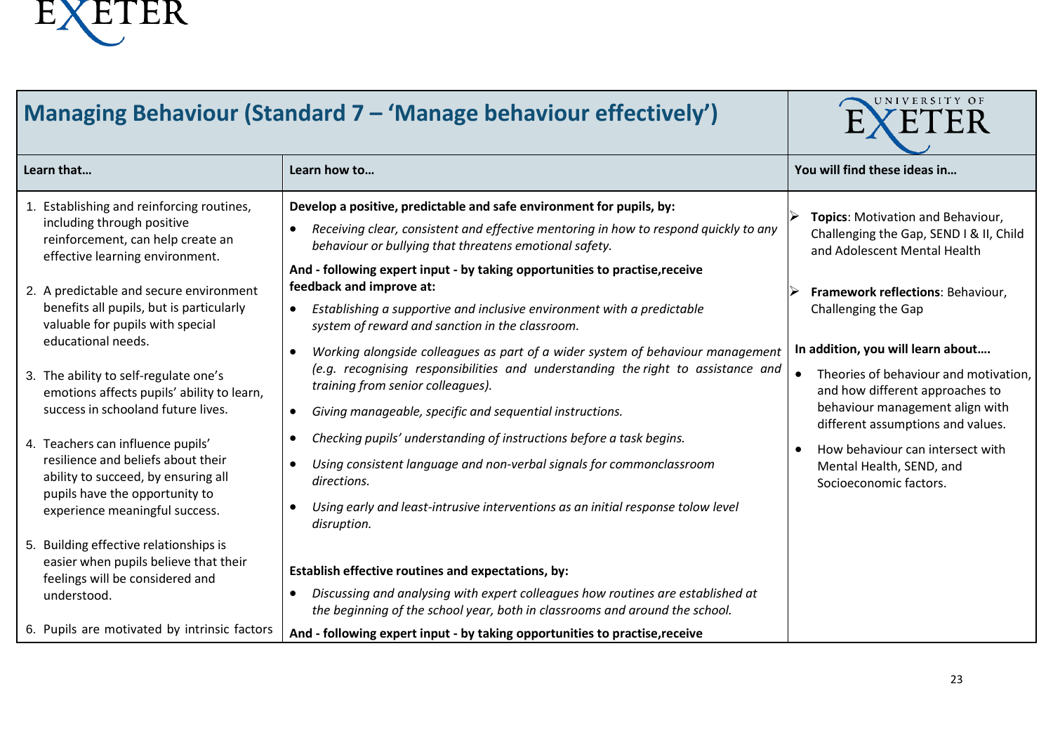| Managing Behaviour (Standard 7 – 'Manage behaviour effectively') | | |
|---|---|---|
| **Learn that…** | **Learn how to…** | **You will find these ideas in…** |
| 1. Establishing and reinforcing routines, including through positive reinforcement, can help create an effective learning environment.<br><br>2. A predictable and secure environment benefits all pupils, but is particularly valuable for pupils with special educational needs.<br><br>3. The ability to self-regulate one's emotions affects pupils' ability to learn, success in schooland future lives.<br><br>4. Teachers can influence pupils' resilience and beliefs about their ability to succeed, by ensuring all pupils have the opportunity to experience meaningful success.<br><br>5. Building effective relationships is easier when pupils believe that their feelings will be considered and understood.<br><br>6. Pupils are motivated by intrinsic factors | **Develop a positive, predictable and safe environment for pupils, by:**<br>• *Receiving clear, consistent and effective mentoring in how to respond quickly to any behaviour or bullying that threatens emotional safety.*<br>**And - following expert input - by taking opportunities to practise,receive feedback and improve at:**<br>• *Establishing a supportive and inclusive environment with a predictable system of reward and sanction in the classroom.*<br>• *Working alongside colleagues as part of a wider system of behaviour management (e.g. recognising responsibilities and understanding the right to assistance and training from senior colleagues).*<br>• *Giving manageable, specific and sequential instructions.*<br>• *Checking pupils' understanding of instructions before a task begins.*<br>• *Using consistent language and non-verbal signals for commonclassroom directions.*<br>• *Using early and least-intrusive interventions as an initial response tolow level disruption.*<br><br>**Establish effective routines and expectations, by:**<br>• *Discussing and analysing with expert colleagues how routines are established at the beginning of the school year, both in classrooms and around the school.*<br>**And - following expert input - by taking opportunities to practise,receive** | ➢ **Topics**: Motivation and Behaviour, Challenging the Gap, SEND I & II, Child and Adolescent Mental Health<br><br>➢ **Framework reflections**: Behaviour, Challenging the Gap<br><br>**In addition, you will learn about….**<br>• Theories of behaviour and motivation, and how different approaches to behaviour management align with different assumptions and values.<br>• How behaviour can intersect with Mental Health, SEND, and Socioeconomic factors. |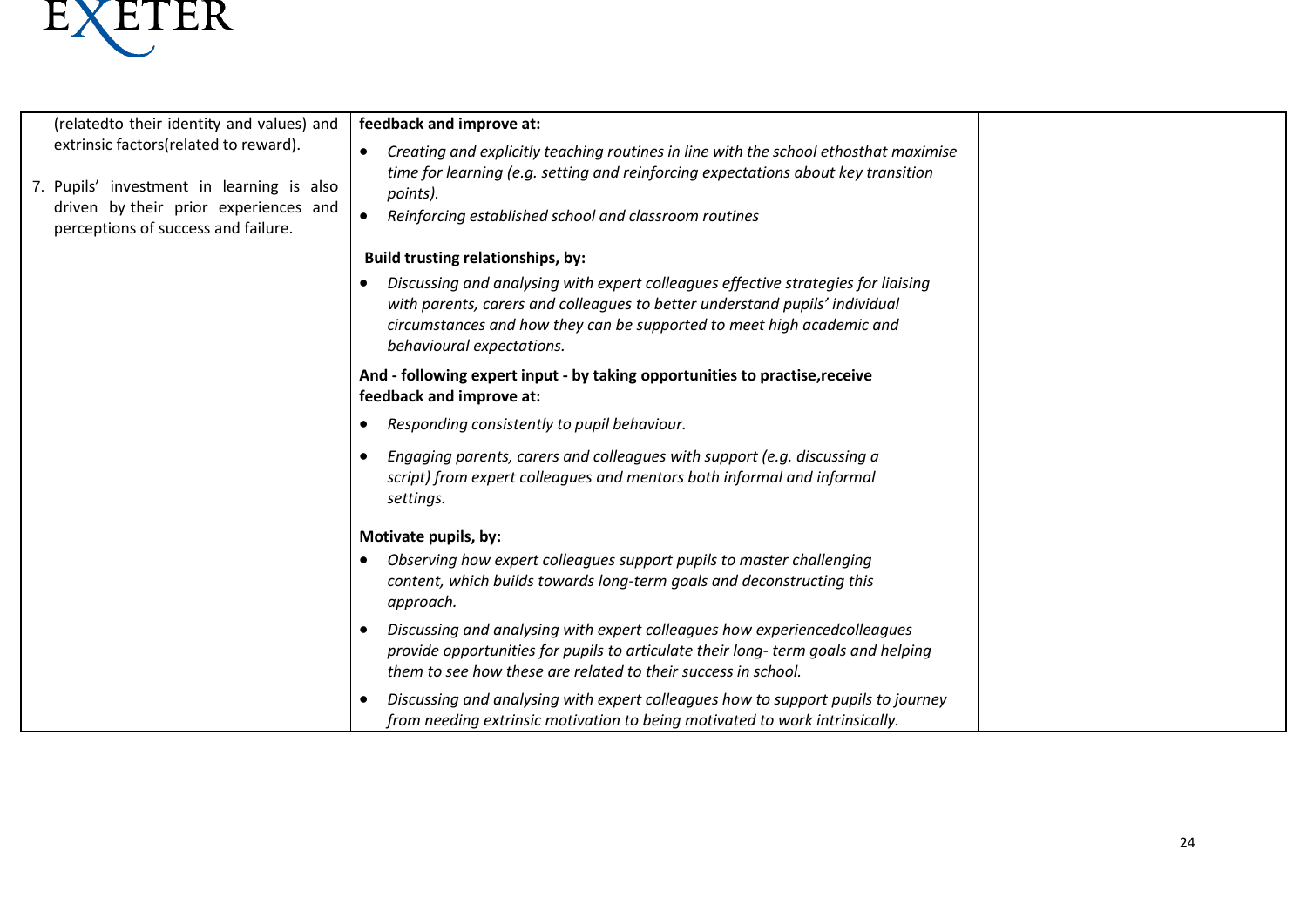| | | |
|---|---|---|
| (relatedto their identity and values) and extrinsic factors(related to reward).<br><br>7. Pupils' investment in learning is also driven by their prior experiences and perceptions of success and failure. | **feedback and improve at:**<br><br>• *Creating and explicitly teaching routines in line with the school ethosthat maximise time for learning (e.g. setting and reinforcing expectations about key transition points).*<br>• *Reinforcing established school and classroom routines*<br><br>**Build trusting relationships, by:**<br><br>• *Discussing and analysing with expert colleagues effective strategies for liaising with parents, carers and colleagues to better understand pupils' individual circumstances and how they can be supported to meet high academic and behavioural expectations.*<br><br>**And - following expert input - by taking opportunities to practise,receive feedback and improve at:**<br><br>• *Responding consistently to pupil behaviour.*<br>• *Engaging parents, carers and colleagues with support (e.g. discussing a script) from expert colleagues and mentors both informal and informal settings.*<br><br>**Motivate pupils, by:**<br><br>• *Observing how expert colleagues support pupils to master challenging content, which builds towards long-term goals and deconstructing this approach.*<br>• *Discussing and analysing with expert colleagues how experiencedcolleagues provide opportunities for pupils to articulate their long- term goals and helping them to see how these are related to their success in school.*<br>• *Discussing and analysing with expert colleagues how to support pupils to journey from needing extrinsic motivation to being motivated to work intrinsically.* | |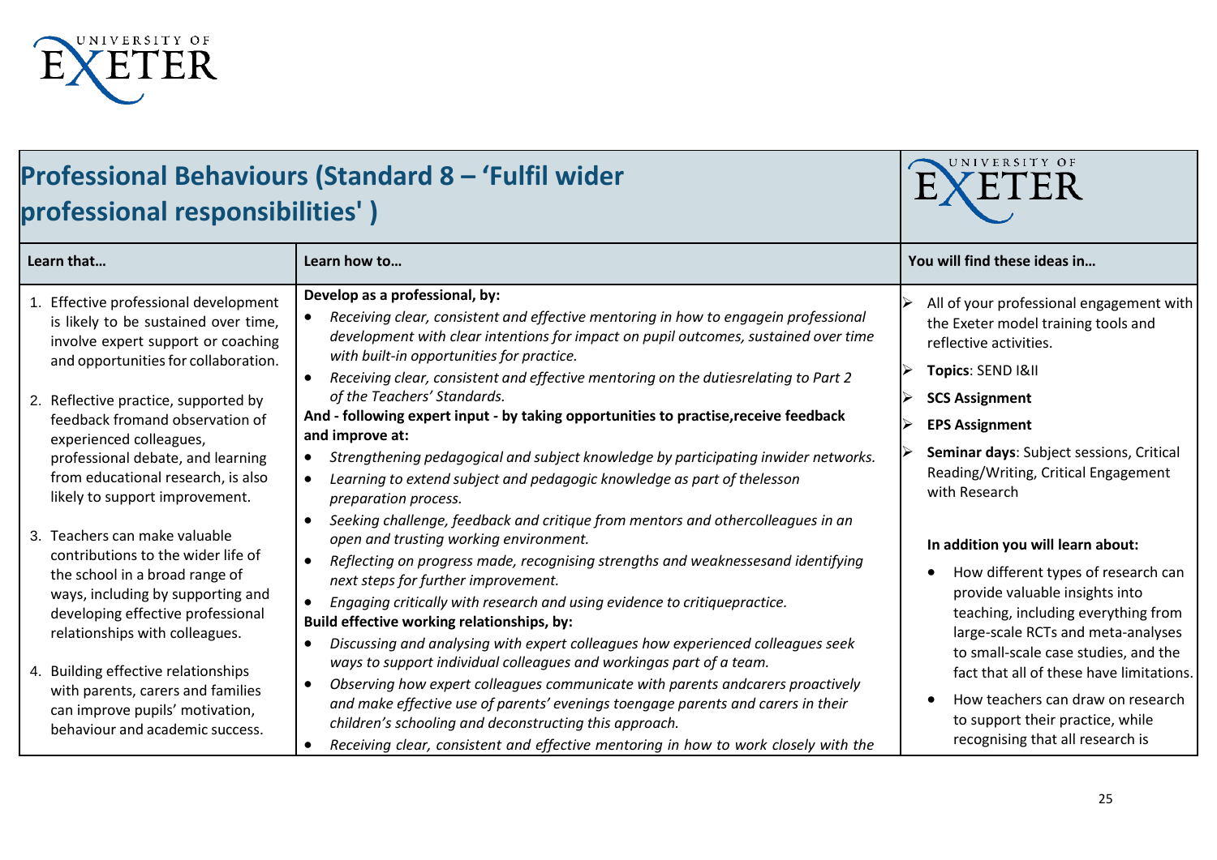## Professional Behaviours (Standard 8 – 'Fulfil wider professional responsibilities' )

| Learn that… | Learn how to… | You will find these ideas in… |
|---|---|---|
| 1. Effective professional development is likely to be sustained over time, involve expert support or coaching and opportunities for collaboration.<br><br>2. Reflective practice, supported by feedback fromand observation of experienced colleagues, professional debate, and learning from educational research, is also likely to support improvement.<br><br>3. Teachers can make valuable contributions to the wider life of the school in a broad range of ways, including by supporting and developing effective professional relationships with colleagues.<br><br>4. Building effective relationships with parents, carers and families can improve pupils' motivation, behaviour and academic success. | **Develop as a professional, by:**<br>• *Receiving clear, consistent and effective mentoring in how to engagein professional development with clear intentions for impact on pupil outcomes, sustained over time with built-in opportunities for practice.*<br>• *Receiving clear, consistent and effective mentoring on the dutiesrelating to Part 2 of the Teachers' Standards.*<br>**And - following expert input - by taking opportunities to practise,receive feedback and improve at:**<br>• *Strengthening pedagogical and subject knowledge by participating inwider networks.*<br>• *Learning to extend subject and pedagogic knowledge as part of thelesson preparation process.*<br>• *Seeking challenge, feedback and critique from mentors and othercolleagues in an open and trusting working environment.*<br>• *Reflecting on progress made, recognising strengths and weaknessesand identifying next steps for further improvement.*<br>• *Engaging critically with research and using evidence to critiquepractice.*<br>**Build effective working relationships, by:**<br>• *Discussing and analysing with expert colleagues how experienced colleagues seek ways to support individual colleagues and workingas part of a team.*<br>• *Observing how expert colleagues communicate with parents andcarers proactively and make effective use of parents' evenings toengage parents and carers in their children's schooling and deconstructing this approach.*<br>• *Receiving clear, consistent and effective mentoring in how to work closely with the* | ➢ All of your professional engagement with the Exeter model training tools and reflective activities.<br>➢ **Topics**: SEND I&II<br>➢ **SCS Assignment**<br>➢ **EPS Assignment**<br>➢ **Seminar days**: Subject sessions, Critical Reading/Writing, Critical Engagement with Research<br><br>**In addition you will learn about:**<br>• How different types of research can provide valuable insights into teaching, including everything from large-scale RCTs and meta-analyses to small-scale case studies, and the fact that all of these have limitations.<br>• How teachers can draw on research to support their practice, while recognising that all research is |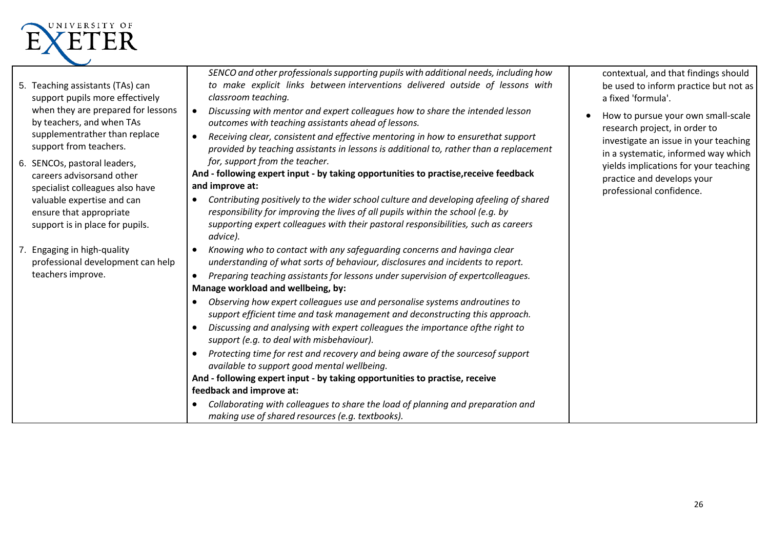| | | |
|---|---|---|
| 5. Teaching assistants (TAs) can support pupils more effectively when they are prepared for lessons by teachers, and when TAs supplementrather than replace support from teachers.<br><br>6. SENCOs, pastoral leaders, careers advisorsand other specialist colleagues also have valuable expertise and can ensure that appropriate support is in place for pupils.<br><br>7. Engaging in high-quality professional development can help teachers improve. | *SENCO and other professionals supporting pupils with additional needs, including how to make explicit links between interventions delivered outside of lessons with classroom teaching.*<br>• *Discussing with mentor and expert colleagues how to share the intended lesson outcomes with teaching assistants ahead of lessons.*<br>• *Receiving clear, consistent and effective mentoring in how to ensurethat support provided by teaching assistants in lessons is additional to, rather than a replacement for, support from the teacher.*<br>**And - following expert input - by taking opportunities to practise,receive feedback and improve at:**<br>• *Contributing positively to the wider school culture and developing afeeling of shared responsibility for improving the lives of all pupils within the school (e.g. by supporting expert colleagues with their pastoral responsibilities, such as careers advice).*<br>• *Knowing who to contact with any safeguarding concerns and havinga clear understanding of what sorts of behaviour, disclosures and incidents to report.*<br>• *Preparing teaching assistants for lessons under supervision of expertcolleagues.*<br>**Manage workload and wellbeing, by:**<br>• *Observing how expert colleagues use and personalise systems androutines to support efficient time and task management and deconstructing this approach.*<br>• *Discussing and analysing with expert colleagues the importance ofthe right to support (e.g. to deal with misbehaviour).*<br>• *Protecting time for rest and recovery and being aware of the sourcesof support available to support good mental wellbeing.*<br>**And - following expert input - by taking opportunities to practise, receive feedback and improve at:**<br>• *Collaborating with colleagues to share the load of planning and preparation and making use of shared resources (e.g. textbooks).* | contextual, and that findings should be used to inform practice but not as a fixed 'formula'.<br>• How to pursue your own small-scale research project, in order to investigate an issue in your teaching in a systematic, informed way which yields implications for your teaching practice and develops your professional confidence. |